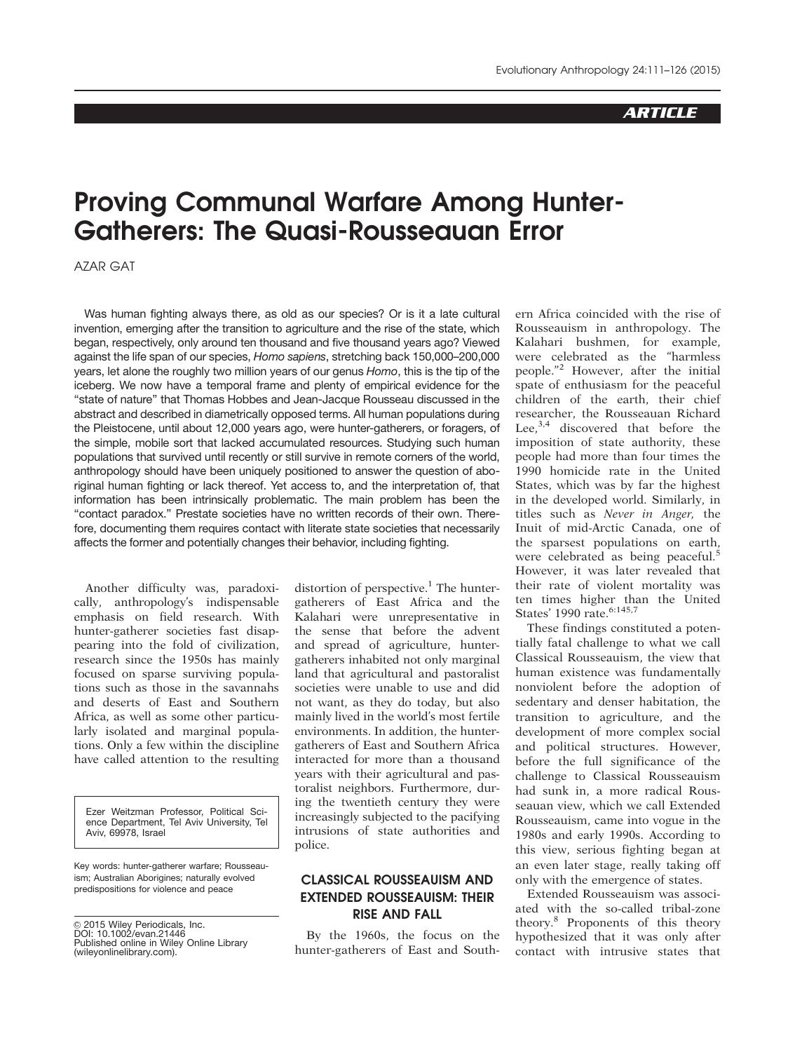ARTICLE

# Proving Communal Warfare Among Hunter-Gatherers: The Quasi-Rousseauan Error

AZAR GAT

Was human fighting always there, as old as our species? Or is it a late cultural invention, emerging after the transition to agriculture and the rise of the state, which began, respectively, only around ten thousand and five thousand years ago? Viewed against the life span of our species, *Homo sapiens*, stretching back 150,000–200,000 years, let alone the roughly two million years of our genus *Homo*, this is the tip of the iceberg. We now have a temporal frame and plenty of empirical evidence for the "state of nature" that Thomas Hobbes and Jean-Jacque Rousseau discussed in the abstract and described in diametrically opposed terms. All human populations during the Pleistocene, until about 12,000 years ago, were hunter-gatherers, or foragers, of the simple, mobile sort that lacked accumulated resources. Studying such human populations that survived until recently or still survive in remote corners of the world, anthropology should have been uniquely positioned to answer the question of aboriginal human fighting or lack thereof. Yet access to, and the interpretation of, that information has been intrinsically problematic. The main problem has been the "contact paradox." Prestate societies have no written records of their own. Therefore, documenting them requires contact with literate state societies that necessarily affects the former and potentially changes their behavior, including fighting.

Another difficulty was, paradoxically, anthropology's indispensable emphasis on field research. With hunter-gatherer societies fast disappearing into the fold of civilization, research since the 1950s has mainly focused on sparse surviving populations such as those in the savannahs and deserts of East and Southern Africa, as well as some other particularly isolated and marginal populations. Only a few within the discipline have called attention to the resulting distortion of perspective.[1] The hunter-gatherers of East Africa and the Kalahari were unrepresentative in the sense that before the advent and spread of agriculture, hunter-gatherers inhabited not only marginal land that agricultural and pastoralist societies were unable to use and did not want, as they do today, but also mainly lived in the world's most fertile environments. In addition, the hunter-gatherers of East and Southern Africa interacted for more than a thousand years with their agricultural and pastoralist neighbors. Furthermore, during the twentieth century they were increasingly subjected to the pacifying intrusions of state authorities and police.

Ezer Weitzman Professor, Political Science Department, Tel Aviv University, Tel Aviv, 69978, Israel

Key words: hunter-gatherer warfare; Rousseauism; Australian Aborigines; naturally evolved predispositions for violence and peace

© 2015 Wiley Periodicals, Inc.
DOI: 10.1002/evan.21446
Published online in Wiley Online Library (wileyonlinelibrary.com).

## CLASSICAL ROUSSEAUISM AND EXTENDED ROUSSEAUISM: THEIR RISE AND FALL

By the 1960s, the focus on the hunter-gatherers of East and Southern Africa coincided with the rise of Rousseauism in anthropology. The Kalahari bushmen, for example, were celebrated as the "harmless people."[2] However, after the initial spate of enthusiasm for the peaceful children of the earth, their chief researcher, the Rousseauan Richard Lee,[3,4] discovered that before the imposition of state authority, these people had more than four times the 1990 homicide rate in the United States, which was by far the highest in the developed world. Similarly, in titles such as *Never in Anger,* the Inuit of mid-Arctic Canada, one of the sparsest populations on earth, were celebrated as being peaceful.[5] However, it was later revealed that their rate of violent mortality was ten times higher than the United States' 1990 rate.[6:145,7]

These findings constituted a potentially fatal challenge to what we call Classical Rousseauism, the view that human existence was fundamentally nonviolent before the adoption of sedentary and denser habitation, the transition to agriculture, and the development of more complex social and political structures. However, before the full significance of the challenge to Classical Rousseauism had sunk in, a more radical Rousseauan view, which we call Extended Rousseauism, came into vogue in the 1980s and early 1990s. According to this view, serious fighting began at an even later stage, really taking off only with the emergence of states.

Extended Rousseauism was associated with the so-called tribal-zone theory.[8] Proponents of this theory hypothesized that it was only after contact with intrusive states that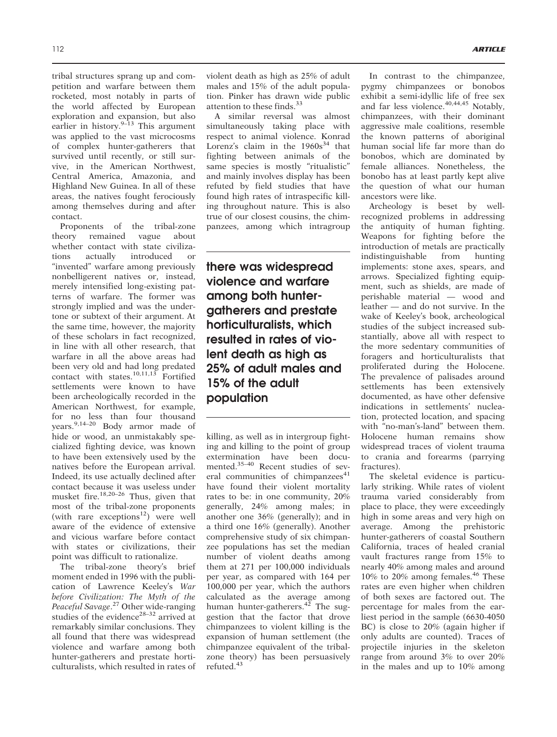tribal structures sprang up and competition and warfare between them rocketed, most notably in parts of the world affected by European exploration and expansion, but also earlier in history.[9–13] This argument was applied to the vast microcosms of complex hunter-gatherers that survived until recently, or still survive, in the American Northwest, Central America, Amazonia, and Highland New Guinea. In all of these areas, the natives fought ferociously among themselves during and after contact.

Proponents of the tribal-zone theory remained vague about whether contact with state civilizations actually introduced or "invented" warfare among previously nonbelligerent natives or, instead, merely intensified long-existing patterns of warfare. The former was strongly implied and was the undertone or subtext of their argument. At the same time, however, the majority of these scholars in fact recognized, in line with all other research, that warfare in all the above areas had been very old and had long predated contact with states.[10,11,13] Fortified settlements were known to have been archeologically recorded in the American Northwest, for example, for no less than four thousand years.[9,14–20] Body armor made of hide or wood, an unmistakably specialized fighting device, was known to have been extensively used by the natives before the European arrival. Indeed, its use actually declined after contact because it was useless under musket fire.[18,20–26] Thus, given that most of the tribal-zone proponents (with rare exceptions[12]) were well aware of the evidence of extensive and vicious warfare before contact with states or civilizations, their point was difficult to rationalize.

The tribal-zone theory's brief moment ended in 1996 with the publication of Lawrence Keeley's *War before Civilization: The Myth of the Peaceful Savage*.[27] Other wide-ranging studies of the evidence[28–32] arrived at remarkably similar conclusions. They all found that there was widespread violence and warfare among both hunter-gatherers and prestate horticulturalists, which resulted in rates of violent death as high as 25% of adult males and 15% of the adult population. Pinker has drawn wide public attention to these finds.[33]

A similar reversal was almost simultaneously taking place with respect to animal violence. Konrad Lorenz's claim in the 1960s[34] that fighting between animals of the same species is mostly "ritualistic" and mainly involves display has been refuted by field studies that have found high rates of intraspecific killing throughout nature. This is also true of our closest cousins, the chimpanzees, among which intragroup

> **there was widespread violence and warfare among both hunter-gatherers and prestate horticulturalists, which resulted in rates of violent death as high as 25% of adult males and 15% of the adult population**

killing, as well as in intergroup fighting and killing to the point of group extermination have been documented.[35–40] Recent studies of several communities of chimpanzees[41] have found their violent mortality rates to be: in one community, 20% generally, 24% among males; in another one 36% (generally); and in a third one 16% (generally). Another comprehensive study of six chimpanzee populations has set the median number of violent deaths among them at 271 per 100,000 individuals per year, as compared with 164 per 100,000 per year, which the authors calculated as the average among human hunter-gatherers.[42] The suggestion that the factor that drove chimpanzees to violent killing is the expansion of human settlement (the chimpanzee equivalent of the tribal-zone theory) has been persuasively refuted.[43]

In contrast to the chimpanzee, pygmy chimpanzees or bonobos exhibit a semi-idyllic life of free sex and far less violence.[40,44,45] Notably, chimpanzees, with their dominant aggressive male coalitions, resemble the known patterns of aboriginal human social life far more than do bonobos, which are dominated by female alliances. Nonetheless, the bonobo has at least partly kept alive the question of what our human ancestors were like.

Archeology is beset by well-recognized problems in addressing the antiquity of human fighting. Weapons for fighting before the introduction of metals are practically indistinguishable from hunting implements: stone axes, spears, and arrows. Specialized fighting equipment, such as shields, are made of perishable material — wood and leather — and do not survive. In the wake of Keeley's book, archeological studies of the subject increased substantially, above all with respect to the more sedentary communities of foragers and horticulturalists that proliferated during the Holocene. The prevalence of palisades around settlements has been extensively documented, as have other defensive indications in settlements' nucleation, protected location, and spacing with "no-man's-land" between them. Holocene human remains show widespread traces of violent trauma to crania and forearms (parrying fractures).

The skeletal evidence is particularly striking. While rates of violent trauma varied considerably from place to place, they were exceedingly high in some areas and very high on average. Among the prehistoric hunter-gatherers of coastal Southern California, traces of healed cranial vault fractures range from 15% to nearly 40% among males and around 10% to 20% among females.[46] These rates are even higher when children of both sexes are factored out. The percentage for males from the earliest period in the sample (6630-4050 BC) is close to 20% (again higher if only adults are counted). Traces of projectile injuries in the skeleton range from around 3% to over 20% in the males and up to 10% among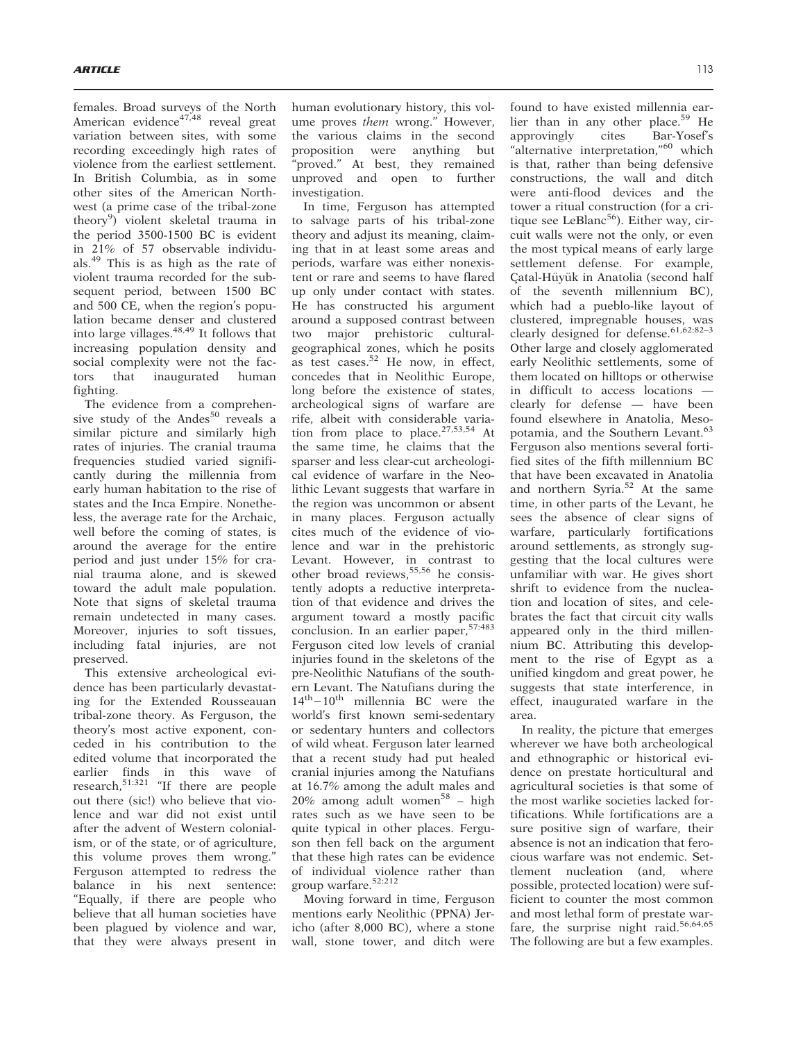females. Broad surveys of the North American evidence[47,48] reveal great variation between sites, with some recording exceedingly high rates of violence from the earliest settlement. In British Columbia, as in some other sites of the American Northwest (a prime case of the tribal-zone theory[9]) violent skeletal trauma in the period 3500-1500 BC is evident in 21% of 57 observable individuals.[49] This is as high as the rate of violent trauma recorded for the subsequent period, between 1500 BC and 500 CE, when the region's population became denser and clustered into large villages.[48,49] It follows that increasing population density and social complexity were not the factors that inaugurated human fighting.

The evidence from a comprehensive study of the Andes[50] reveals a similar picture and similarly high rates of injuries. The cranial trauma frequencies studied varied significantly during the millennia from early human habitation to the rise of states and the Inca Empire. Nonetheless, the average rate for the Archaic, well before the coming of states, is around the average for the entire period and just under 15% for cranial trauma alone, and is skewed toward the adult male population. Note that signs of skeletal trauma remain undetected in many cases. Moreover, injuries to soft tissues, including fatal injuries, are not preserved.

This extensive archeological evidence has been particularly devastating for the Extended Rousseauan tribal-zone theory. As Ferguson, the theory's most active exponent, conceded in his contribution to the edited volume that incorporated the earlier finds in this wave of research,[51:321] "If there are people out there (sic!) who believe that violence and war did not exist until after the advent of Western colonialism, or of the state, or of agriculture, this volume proves them wrong." Ferguson attempted to redress the balance in his next sentence: "Equally, if there are people who believe that all human societies have been plagued by violence and war, that they were always present in human evolutionary history, this volume proves *them* wrong." However, the various claims in the second proposition were anything but "proved." At best, they remained unproved and open to further investigation.

In time, Ferguson has attempted to salvage parts of his tribal-zone theory and adjust its meaning, claiming that in at least some areas and periods, warfare was either nonexistent or rare and seems to have flared up only under contact with states. He has constructed his argument around a supposed contrast between two major prehistoric cultural-geographical zones, which he posits as test cases.[52] He now, in effect, concedes that in Neolithic Europe, long before the existence of states, archeological signs of warfare are rife, albeit with considerable variation from place to place.[27,53,54] At the same time, he claims that the sparser and less clear-cut archeological evidence of warfare in the Neolithic Levant suggests that warfare in the region was uncommon or absent in many places. Ferguson actually cites much of the evidence of violence and war in the prehistoric Levant. However, in contrast to other broad reviews,[55,56] he consistently adopts a reductive interpretation of that evidence and drives the argument toward a mostly pacific conclusion. In an earlier paper,[57:483] Ferguson cited low levels of cranial injuries found in the skeletons of the pre-Neolithic Natufians of the southern Levant. The Natufians during the $14^{th}-10^{th}$ millennia BC were the world's first known semi-sedentary or sedentary hunters and collectors of wild wheat. Ferguson later learned that a recent study had put healed cranial injuries among the Natufians at 16.7% among the adult males and 20% among adult women[58] – high rates such as we have seen to be quite typical in other places. Ferguson then fell back on the argument that these high rates can be evidence of individual violence rather than group warfare.[52:212]

Moving forward in time, Ferguson mentions early Neolithic (PPNA) Jericho (after 8,000 BC), where a stone wall, stone tower, and ditch were found to have existed millennia earlier than in any other place.[59] He approvingly cites Bar-Yosef's "alternative interpretation,"[60] which is that, rather than being defensive constructions, the wall and ditch were anti-flood devices and the tower a ritual construction (for a critique see LeBlanc[56]). Either way, circuit walls were not the only, or even the most typical means of early large settlement defense. For example, Çatal-Hüyük in Anatolia (second half of the seventh millennium BC), which had a pueblo-like layout of clustered, impregnable houses, was clearly designed for defense.[61,62:82–3] Other large and closely agglomerated early Neolithic settlements, some of them located on hilltops or otherwise in difficult to access locations — clearly for defense — have been found elsewhere in Anatolia, Mesopotamia, and the Southern Levant.[63] Ferguson also mentions several fortified sites of the fifth millennium BC that have been excavated in Anatolia and northern Syria.[52] At the same time, in other parts of the Levant, he sees the absence of clear signs of warfare, particularly fortifications around settlements, as strongly suggesting that the local cultures were unfamiliar with war. He gives short shrift to evidence from the nucleation and location of sites, and celebrates the fact that circuit city walls appeared only in the third millennium BC. Attributing this development to the rise of Egypt as a unified kingdom and great power, he suggests that state interference, in effect, inaugurated warfare in the area.

In reality, the picture that emerges wherever we have both archeological and ethnographic or historical evidence on prestate horticultural and agricultural societies is that some of the most warlike societies lacked fortifications. While fortifications are a sure positive sign of warfare, their absence is not an indication that ferocious warfare was not endemic. Settlement nucleation (and, where possible, protected location) were sufficient to counter the most common and most lethal form of prestate warfare, the surprise night raid.[56,64,65] The following are but a few examples.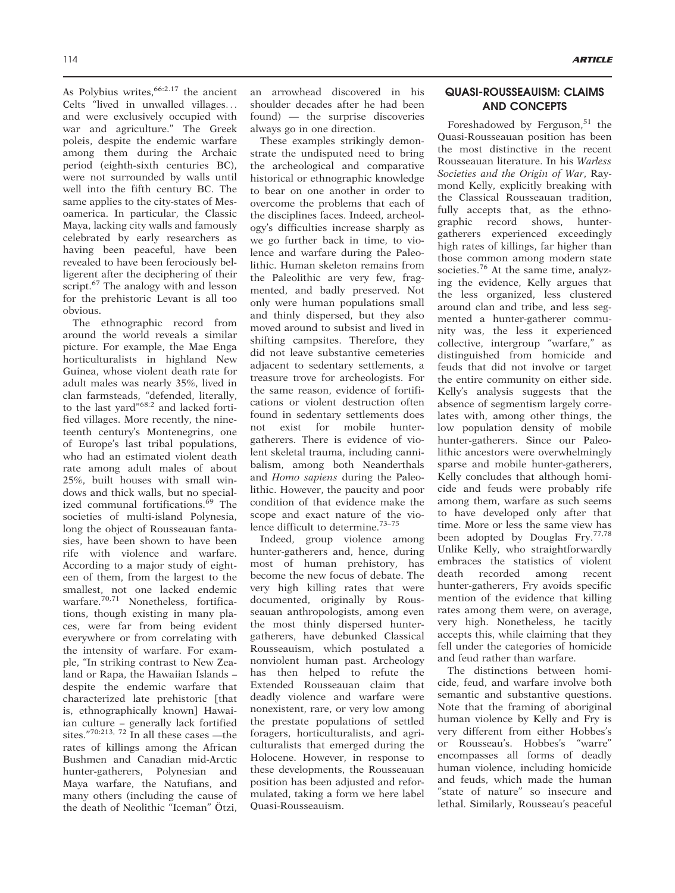As Polybius writes,[66:2.17] the ancient Celts "lived in unwalled villages... and were exclusively occupied with war and agriculture." The Greek poleis, despite the endemic warfare among them during the Archaic period (eighth-sixth centuries BC), were not surrounded by walls until well into the fifth century BC. The same applies to the city-states of Mesoamerica. In particular, the Classic Maya, lacking city walls and famously celebrated by early researchers as having been peaceful, have been revealed to have been ferociously belligerent after the deciphering of their script.[67] The analogy with and lesson for the prehistoric Levant is all too obvious.

The ethnographic record from around the world reveals a similar picture. For example, the Mae Enga horticulturalists in highland New Guinea, whose violent death rate for adult males was nearly 35%, lived in clan farmsteads, "defended, literally, to the last yard"[68:2] and lacked fortified villages. More recently, the nineteenth century's Montenegrins, one of Europe's last tribal populations, who had an estimated violent death rate among adult males of about 25%, built houses with small windows and thick walls, but no specialized communal fortifications.[69] The societies of multi-island Polynesia, long the object of Rousseauan fantasies, have been shown to have been rife with violence and warfare. According to a major study of eighteen of them, from the largest to the smallest, not one lacked endemic warfare.[70,71] Nonetheless, fortifications, though existing in many places, were far from being evident everywhere or from correlating with the intensity of warfare. For example, "In striking contrast to New Zealand or Rapa, the Hawaiian Islands – despite the endemic warfare that characterized late prehistoric [that is, ethnographically known] Hawaiian culture – generally lack fortified sites."[70:213, 72] In all these cases —the rates of killings among the African Bushmen and Canadian mid-Arctic hunter-gatherers, Polynesian and Maya warfare, the Natufians, and many others (including the cause of the death of Neolithic "Iceman" Ötzi, an arrowhead discovered in his shoulder decades after he had been found) — the surprise discoveries always go in one direction.

These examples strikingly demonstrate the undisputed need to bring the archeological and comparative historical or ethnographic knowledge to bear on one another in order to overcome the problems that each of the disciplines faces. Indeed, archeology's difficulties increase sharply as we go further back in time, to violence and warfare during the Paleolithic. Human skeleton remains from the Paleolithic are very few, fragmented, and badly preserved. Not only were human populations small and thinly dispersed, but they also moved around to subsist and lived in shifting campsites. Therefore, they did not leave substantive cemeteries adjacent to sedentary settlements, a treasure trove for archeologists. For the same reason, evidence of fortifications or violent destruction often found in sedentary settlements does not exist for mobile hunter-gatherers. There is evidence of violent skeletal trauma, including cannibalism, among both Neanderthals and *Homo sapiens* during the Paleolithic. However, the paucity and poor condition of that evidence make the scope and exact nature of the violence difficult to determine.[73–75]

Indeed, group violence among hunter-gatherers and, hence, during most of human prehistory, has become the new focus of debate. The very high killing rates that were documented, originally by Rousseauan anthropologists, among even the most thinly dispersed hunter-gatherers, have debunked Classical Rousseauism, which postulated a nonviolent human past. Archeology has then helped to refute the Extended Rousseauan claim that deadly violence and warfare were nonexistent, rare, or very low among the prestate populations of settled foragers, horticulturalists, and agriculturalists that emerged during the Holocene. However, in response to these developments, the Rousseauan position has been adjusted and reformulated, taking a form we here label Quasi-Rousseauism.

## QUASI-ROUSSEAUISM: CLAIMS AND CONCEPTS

Foreshadowed by Ferguson,[51] the Quasi-Rousseauan position has been the most distinctive in the recent Rousseauan literature. In his *Warless Societies and the Origin of War*, Raymond Kelly, explicitly breaking with the Classical Rousseauan tradition, fully accepts that, as the ethnographic record shows, hunter-gatherers experienced exceedingly high rates of killings, far higher than those common among modern state societies.[76] At the same time, analyzing the evidence, Kelly argues that the less organized, less clustered around clan and tribe, and less segmented a hunter-gatherer community was, the less it experienced collective, intergroup "warfare," as distinguished from homicide and feuds that did not involve or target the entire community on either side. Kelly's analysis suggests that the absence of segmentism largely correlates with, among other things, the low population density of mobile hunter-gatherers. Since our Paleolithic ancestors were overwhelmingly sparse and mobile hunter-gatherers, Kelly concludes that although homicide and feuds were probably rife among them, warfare as such seems to have developed only after that time. More or less the same view has been adopted by Douglas Fry.[77,78] Unlike Kelly, who straightforwardly embraces the statistics of violent death recorded among recent hunter-gatherers, Fry avoids specific mention of the evidence that killing rates among them were, on average, very high. Nonetheless, he tacitly accepts this, while claiming that they fell under the categories of homicide and feud rather than warfare.

The distinctions between homicide, feud, and warfare involve both semantic and substantive questions. Note that the framing of aboriginal human violence by Kelly and Fry is very different from either Hobbes's or Rousseau's. Hobbes's "warre" encompasses all forms of deadly human violence, including homicide and feuds, which made the human "state of nature" so insecure and lethal. Similarly, Rousseau's peaceful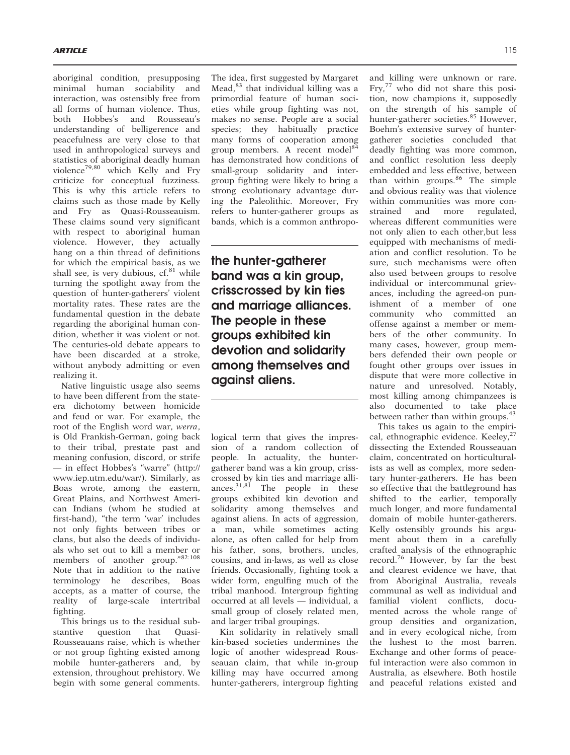aboriginal condition, presupposing minimal human sociability and interaction, was ostensibly free from all forms of human violence. Thus, both Hobbes's and Rousseau's understanding of belligerence and peacefulness are very close to that used in anthropological surveys and statistics of aboriginal deadly human violence[79,80] which Kelly and Fry criticize for conceptual fuzziness. This is why this article refers to claims such as those made by Kelly and Fry as Quasi-Rousseauism. These claims sound very significant with respect to aboriginal human violence. However, they actually hang on a thin thread of definitions for which the empirical basis, as we shall see, is very dubious, cf.[81] while turning the spotlight away from the question of hunter-gatherers' violent mortality rates. These rates are the fundamental question in the debate regarding the aboriginal human condition, whether it was violent or not. The centuries-old debate appears to have been discarded at a stroke, without anybody admitting or even realizing it.

Native linguistic usage also seems to have been different from the state-era dichotomy between homicide and feud or war. For example, the root of the English word war, *werra*, is Old Frankish-German, going back to their tribal, prestate past and meaning confusion, discord, or strife — in effect Hobbes's "warre" (http://www.iep.utm.edu/war/). Similarly, as Boas wrote, among the eastern, Great Plains, and Northwest American Indians (whom he studied at first-hand), "the term 'war' includes not only fights between tribes or clans, but also the deeds of individuals who set out to kill a member or members of another group."[82:108] Note that in addition to the native terminology he describes, Boas accepts, as a matter of course, the reality of large-scale intertribal fighting.

This brings us to the residual substantive question that Quasi-Rousseauans raise, which is whether or not group fighting existed among mobile hunter-gatherers and, by extension, throughout prehistory. We begin with some general comments. The idea, first suggested by Margaret Mead,[83] that individual killing was a primordial feature of human societies while group fighting was not, makes no sense. People are a social species; they habitually practice many forms of cooperation among group members. A recent model[84] has demonstrated how conditions of small-group solidarity and intergroup fighting were likely to bring a strong evolutionary advantage during the Paleolithic. Moreover, Fry refers to hunter-gatherer groups as bands, which is a common anthropological term that gives the impression of a random collection of people. In actuality, the hunter-gatherer band was a kin group, crisscrossed by kin ties and marriage alliances.[31,81] The people in these groups exhibited kin devotion and solidarity among themselves and against aliens. In acts of aggression, a man, while sometimes acting alone, as often called for help from his father, sons, brothers, uncles, cousins, and in-laws, as well as close friends. Occasionally, fighting took a wider form, engulfing much of the tribal manhood. Intergroup fighting occurred at all levels — individual, a small group of closely related men, and larger tribal groupings.

> **the hunter-gatherer band was a kin group, crisscrossed by kin ties and marriage alliances. The people in these groups exhibited kin devotion and solidarity among themselves and against aliens.**

Kin solidarity in relatively small kin-based societies undermines the logic of another widespread Rousseauan claim, that while in-group killing may have occurred among hunter-gatherers, intergroup fighting and killing were unknown or rare. Fry,[77] who did not share this position, now champions it, supposedly on the strength of his sample of hunter-gatherer societies.[85] However, Boehm's extensive survey of hunter-gatherer societies concluded that deadly fighting was more common, and conflict resolution less deeply embedded and less effective, between than within groups.[86] The simple and obvious reality was that violence within communities was more constrained and more regulated, whereas different communities were not only alien to each other,but less equipped with mechanisms of mediation and conflict resolution. To be sure, such mechanisms were often also used between groups to resolve individual or intercommunal grievances, including the agreed-on punishment of a member of one community who committed an offense against a member or members of the other community. In many cases, however, group members defended their own people or fought other groups over issues in dispute that were more collective in nature and unresolved. Notably, most killing among chimpanzees is also documented to take place between rather than within groups.[43]

This takes us again to the empirical, ethnographic evidence. Keeley,[27] dissecting the Extended Rousseauan claim, concentrated on horticulturalists as well as complex, more sedentary hunter-gatherers. He has been so effective that the battleground has shifted to the earlier, temporally much longer, and more fundamental domain of mobile hunter-gatherers. Kelly ostensibly grounds his argument about them in a carefully crafted analysis of the ethnographic record.[76] However, by far the best and clearest evidence we have, that from Aboriginal Australia, reveals communal as well as individual and familial violent conflicts, documented across the whole range of group densities and organization, and in every ecological niche, from the lushest to the most barren. Exchange and other forms of peaceful interaction were also common in Australia, as elsewhere. Both hostile and peaceful relations existed and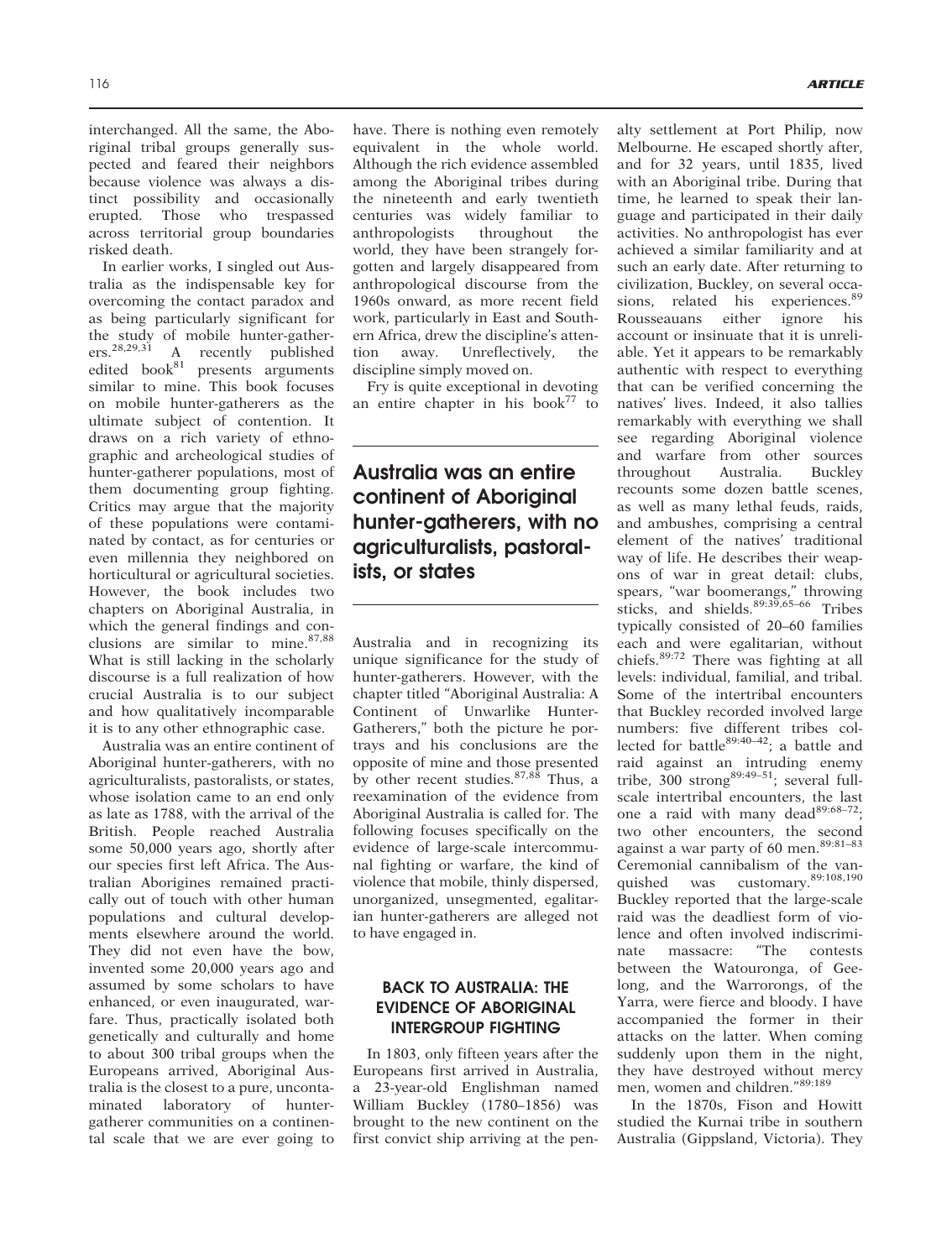interchanged. All the same, the Aboriginal tribal groups generally suspected and feared their neighbors because violence was always a distinct possibility and occasionally erupted. Those who trespassed across territorial group boundaries risked death.

In earlier works, I singled out Australia as the indispensable key for overcoming the contact paradox and as being particularly significant for the study of mobile hunter-gatherers.[28,29,31] A recently published edited book[81] presents arguments similar to mine. This book focuses on mobile hunter-gatherers as the ultimate subject of contention. It draws on a rich variety of ethnographic and archeological studies of hunter-gatherer populations, most of them documenting group fighting. Critics may argue that the majority of these populations were contaminated by contact, as for centuries or even millennia they neighbored on horticultural or agricultural societies. However, the book includes two chapters on Aboriginal Australia, in which the general findings and conclusions are similar to mine.[87,88] What is still lacking in the scholarly discourse is a full realization of how crucial Australia is to our subject and how qualitatively incomparable it is to any other ethnographic case.

Australia was an entire continent of Aboriginal hunter-gatherers, with no agriculturalists, pastoralists, or states, whose isolation came to an end only as late as 1788, with the arrival of the British. People reached Australia some 50,000 years ago, shortly after our species first left Africa. The Australian Aborigines remained practically out of touch with other human populations and cultural developments elsewhere around the world. They did not even have the bow, invented some 20,000 years ago and assumed by some scholars to have enhanced, or even inaugurated, warfare. Thus, practically isolated both genetically and culturally and home to about 300 tribal groups when the Europeans arrived, Aboriginal Australia is the closest to a pure, uncontaminated laboratory of hunter-gatherer communities on a continental scale that we are ever going to have. There is nothing even remotely equivalent in the whole world. Although the rich evidence assembled among the Aboriginal tribes during the nineteenth and early twentieth centuries was widely familiar to anthropologists throughout the world, they have been strangely forgotten and largely disappeared from anthropological discourse from the 1960s onward, as more recent field work, particularly in East and Southern Africa, drew the discipline's attention away. Unreflectively, the discipline simply moved on.

Fry is quite exceptional in devoting an entire chapter in his book[77] to Australia and in recognizing its unique significance for the study of hunter-gatherers. However, with the chapter titled "Aboriginal Australia: A Continent of Unwarlike Hunter-Gatherers," both the picture he portrays and his conclusions are the opposite of mine and those presented by other recent studies.[87,88] Thus, a reexamination of the evidence from Aboriginal Australia is called for. The following focuses specifically on the evidence of large-scale intercommunal fighting or warfare, the kind of violence that mobile, thinly dispersed, unorganized, unsegmented, egalitarian hunter-gatherers are alleged not to have engaged in.

> **Australia was an entire continent of Aboriginal hunter-gatherers, with no agriculturalists, pastoralists, or states**

## BACK TO AUSTRALIA: THE EVIDENCE OF ABORIGINAL INTERGROUP FIGHTING

In 1803, only fifteen years after the Europeans first arrived in Australia, a 23-year-old Englishman named William Buckley (1780–1856) was brought to the new continent on the first convict ship arriving at the penalty settlement at Port Philip, now Melbourne. He escaped shortly after, and for 32 years, until 1835, lived with an Aboriginal tribe. During that time, he learned to speak their language and participated in their daily activities. No anthropologist has ever achieved a similar familiarity and at such an early date. After returning to civilization, Buckley, on several occasions, related his experiences.[89] Rousseauans either ignore his account or insinuate that it is unreliable. Yet it appears to be remarkably authentic with respect to everything that can be verified concerning the natives' lives. Indeed, it also tallies remarkably with everything we shall see regarding Aboriginal violence and warfare from other sources throughout Australia. Buckley recounts some dozen battle scenes, as well as many lethal feuds, raids, and ambushes, comprising a central element of the natives' traditional way of life. He describes their weapons of war in great detail: clubs, spears, "war boomerangs," throwing sticks, and shields.[89:39,65–66] Tribes typically consisted of 20–60 families each and were egalitarian, without chiefs.[89:72] There was fighting at all levels: individual, familial, and tribal. Some of the intertribal encounters that Buckley recorded involved large numbers: five different tribes collected for battle[89:40–42]; a battle and raid against an intruding enemy tribe, 300 strong[89:49–51]; several full-scale intertribal encounters, the last one a raid with many dead[89:68–72]; two other encounters, the second against a war party of 60 men.[89:81–83] Ceremonial cannibalism of the vanquished was customary.[89:108,190] Buckley reported that the large-scale raid was the deadliest form of violence and often involved indiscriminate massacre: "The contests between the Watouronga, of Geelong, and the Warrorongs, of the Yarra, were fierce and bloody. I have accompanied the former in their attacks on the latter. When coming suddenly upon them in the night, they have destroyed without mercy men, women and children."[89:189]

In the 1870s, Fison and Howitt studied the Kurnai tribe in southern Australia (Gippsland, Victoria). They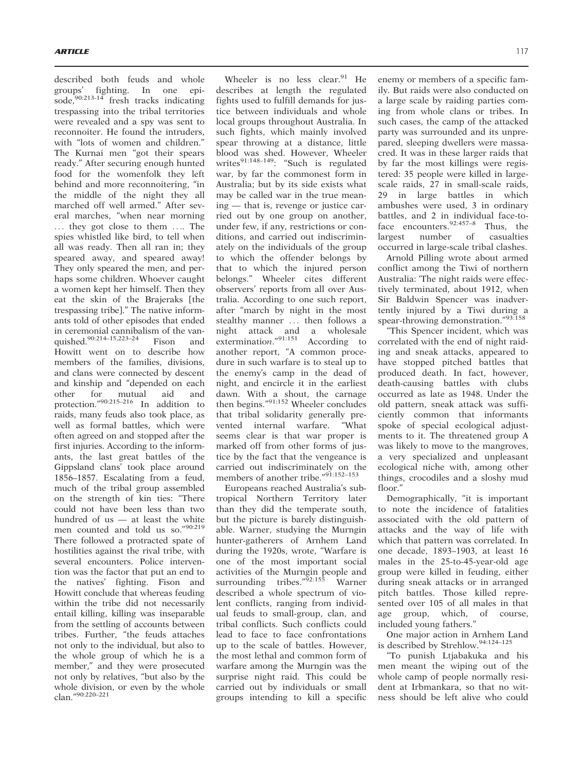described both feuds and whole groups' fighting. In one episode,[90:213-14] fresh tracks indicating trespassing into the tribal territories were revealed and a spy was sent to reconnoiter. He found the intruders, with "lots of women and children." The Kurnai men "got their spears ready." After securing enough hunted food for the womenfolk they left behind and more reconnoitering, "in the middle of the night they all marched off well armed." After several marches, "when near morning … they got close to them …. The spies whistled like bird, to tell when all was ready. Then all ran in; they speared away, and speared away! They only speared the men, and perhaps some children. Whoever caught a women kept her himself. Then they eat the skin of the Brajeraks [the trespassing tribe]." The native informants told of other episodes that ended in ceremonial cannibalism of the vanquished.[90:214–15,223–24] Fison and Howitt went on to describe how members of the families, divisions, and clans were connected by descent and kinship and "depended on each other for mutual aid and protection."[90:215–216] In addition to raids, many feuds also took place, as well as formal battles, which were often agreed on and stopped after the first injuries. According to the informants, the last great battles of the Gippsland clans' took place around 1856–1857. Escalating from a feud, much of the tribal group assembled on the strength of kin ties: "There could not have been less than two hundred of us — at least the white men counted and told us so."[90:219] There followed a protracted spate of hostilities against the rival tribe, with several encounters. Police intervention was the factor that put an end to the natives' fighting. Fison and Howitt conclude that whereas feuding within the tribe did not necessarily entail killing, killing was inseparable from the settling of accounts between tribes. Further, "the feuds attaches not only to the individual, but also to the whole group of which he is a member," and they were prosecuted not only by relatives, "but also by the whole division, or even by the whole clan."[90:220–221]

Wheeler is no less clear.[91] He describes at length the regulated fights used to fulfill demands for justice between individuals and whole local groups throughout Australia. In such fights, which mainly involved spear throwing at a distance, little blood was shed. However, Wheeler writes[91:148–149]: "Such is regulated war, by far the commonest form in Australia; but by its side exists what may be called war in the true meaning — that is, revenge or justice carried out by one group on another, under few, if any, restrictions or conditions, and carried out indiscriminately on the individuals of the group to which the offender belongs by that to which the injured person belongs." Wheeler cites different observers' reports from all over Australia. According to one such report, after "march by night in the most stealthy manner … then follows a night attack and a wholesale exterminati*on*."[91:151] According to another report, "A common procedure in such warfare is to steal up to the enemy's camp in the dead of night, and encircle it in the earliest dawn. With a shout, the carnage then begins."[91:152] Wheeler concludes that tribal solidarity generally prevented internal warfare. "What seems clear is that war proper is marked off from other forms of justice by the fact that the vengeance is carried out indiscriminately on the members of another tribe."[91:152–153]

Europeans reached Australia's subtropical Northern Territory later than they did the temperate south, but the picture is barely distinguishable. Warner, studying the Murngin hunter-gatherers of Arnhem Land during the 1920s, wrote, "Warfare is one of the most important social activities of the Murngin people and surrounding tribes."[92:155] Warner described a whole spectrum of violent conflicts, ranging from individual feuds to small-group, clan, and tribal conflicts. Such conflicts could lead to face to face confrontations up to the scale of battles. However, the most lethal and common form of warfare among the Murngin was the surprise night raid. This could be carried out by individuals or small groups intending to kill a specific enemy or members of a specific family. But raids were also conducted on a large scale by raiding parties coming from whole clans or tribes. In such cases, the camp of the attacked party was surrounded and its unprepared, sleeping dwellers were massacred. It was in these larger raids that by far the most killings were registered: 35 people were killed in large-scale raids, 27 in small-scale raids, 29 in large battles in which ambushes were used, 3 in ordinary battles, and 2 in individual face-to-face encounters.[92:457–8] Thus, the largest number of casualties occurred in large-scale tribal clashes.

Arnold Pilling wrote about armed conflict among the Tiwi of northern Australia: 'The night raids were effectively terminated, about 1912, when Sir Baldwin Spencer was inadvertently injured by a Tiwi during a spear-throwing demonstration."[93:158]

"This Spencer incident, which was correlated with the end of night raiding and sneak attacks, appeared to have stopped pitched battles that produced death. In fact, however, death-causing battles with clubs occurred as late as 1948. Under the old pattern, sneak attack was sufficiently common that informants spoke of special ecological adjustments to it. The threatened group A was likely to move to the mangroves, a very specialized and unpleasant ecological niche with, among other things, crocodiles and a sloshy mud floor."

Demographically, "it is important to note the incidence of fatalities associated with the old pattern of attacks and the way of life with which that pattern was correlated. In one decade, 1893–1903, at least 16 males in the 25-to-45-year-old age group were killed in feuding, either during sneak attacks or in arranged pitch battles. Those killed represented over 105 of all males in that age group, which, of course, included young fathers."

One major action in Arnhem Land is described by Strehlow.[94:124–125]

"To punish Ltjabakuka and his men meant the wiping out of the whole camp of people normally resident at Irbmankara, so that no witness should be left alive who could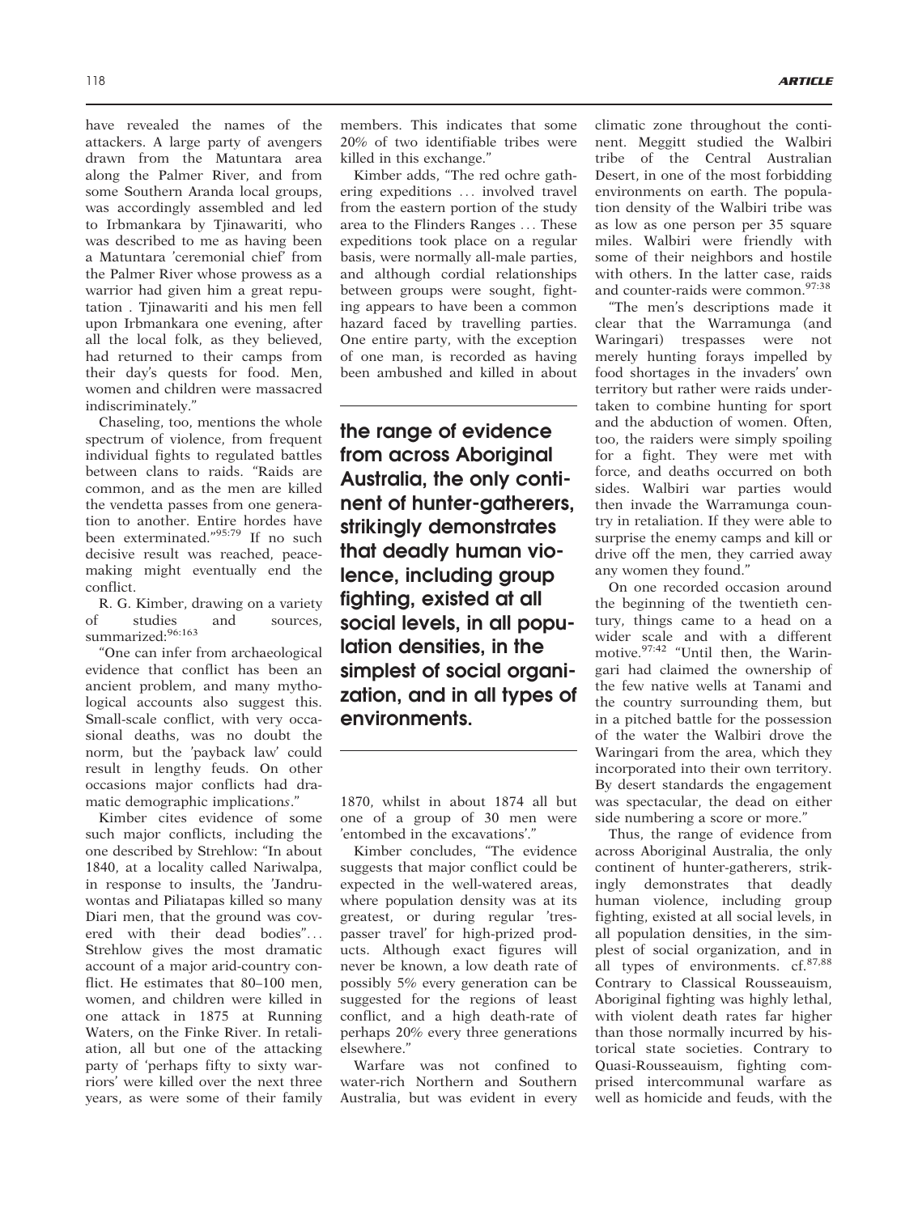have revealed the names of the attackers. A large party of avengers drawn from the Matuntara area along the Palmer River, and from some Southern Aranda local groups, was accordingly assembled and led to Irbmankara by Tjinawariti, who was described to me as having been a Matuntara 'ceremonial chief' from the Palmer River whose prowess as a warrior had given him a great reputation . Tjinawariti and his men fell upon Irbmankara one evening, after all the local folk, as they believed, had returned to their camps from their day's quests for food. Men, women and children were massacred indiscriminately."

Chaseling, too, mentions the whole spectrum of violence, from frequent individual fights to regulated battles between clans to raids. "Raids are common, and as the men are killed the vendetta passes from one generation to another. Entire hordes have been exterminated."[95:79] If no such decisive result was reached, peacemaking might eventually end the conflict.

R. G. Kimber, drawing on a variety of studies and sources, summarized:[96:163]

"One can infer from archaeological evidence that conflict has been an ancient problem, and many mythological accounts also suggest this. Small-scale conflict, with very occasional deaths, was no doubt the norm, but the 'payback law' could result in lengthy feuds. On other occasions major conflicts had dramatic demographic implications."

Kimber cites evidence of some such major conflicts, including the one described by Strehlow: "In about 1840, at a locality called Nariwalpa, in response to insults, the 'Jandruwontas and Piliatapas killed so many Diari men, that the ground was covered with their dead bodies"... Strehlow gives the most dramatic account of a major arid-country conflict. He estimates that 80–100 men, women, and children were killed in one attack in 1875 at Running Waters, on the Finke River. In retaliation, all but one of the attacking party of 'perhaps fifty to sixty warriors' were killed over the next three years, as were some of their family members. This indicates that some 20% of two identifiable tribes were killed in this exchange."

Kimber adds, "The red ochre gathering expeditions ... involved travel from the eastern portion of the study area to the Flinders Ranges ... These expeditions took place on a regular basis, were normally all-male parties, and although cordial relationships between groups were sought, fighting appears to have been a common hazard faced by travelling parties. One entire party, with the exception of one man, is recorded as having been ambushed and killed in about 1870, whilst in about 1874 all but one of a group of 30 men were 'entombed in the excavations'."

**the range of evidence from across Aboriginal Australia, the only continent of hunter-gatherers, strikingly demonstrates that deadly human violence, including group fighting, existed at all social levels, in all population densities, in the simplest of social organization, and in all types of environments.**

Kimber concludes, "The evidence suggests that major conflict could be expected in the well-watered areas, where population density was at its greatest, or during regular 'trespasser travel' for high-prized products. Although exact figures will never be known, a low death rate of possibly 5% every generation can be suggested for the regions of least conflict, and a high death-rate of perhaps 20% every three generations elsewhere."

Warfare was not confined to water-rich Northern and Southern Australia, but was evident in every climatic zone throughout the continent. Meggitt studied the Walbiri tribe of the Central Australian Desert, in one of the most forbidding environments on earth. The population density of the Walbiri tribe was as low as one person per 35 square miles. Walbiri were friendly with some of their neighbors and hostile with others. In the latter case, raids and counter-raids were common.[97:38]

"The men's descriptions made it clear that the Warramunga (and Waringari) trespasses were not merely hunting forays impelled by food shortages in the invaders' own territory but rather were raids undertaken to combine hunting for sport and the abduction of women. Often, too, the raiders were simply spoiling for a fight. They were met with force, and deaths occurred on both sides. Walbiri war parties would then invade the Warramunga country in retaliation. If they were able to surprise the enemy camps and kill or drive off the men, they carried away any women they found."

On one recorded occasion around the beginning of the twentieth century, things came to a head on a wider scale and with a different motive.[97:42] "Until then, the Waringari had claimed the ownership of the few native wells at Tanami and the country surrounding them, but in a pitched battle for the possession of the water the Walbiri drove the Waringari from the area, which they incorporated into their own territory. By desert standards the engagement was spectacular, the dead on either side numbering a score or more."

Thus, the range of evidence from across Aboriginal Australia, the only continent of hunter-gatherers, strikingly demonstrates that deadly human violence, including group fighting, existed at all social levels, in all population densities, in the simplest of social organization, and in all types of environments. cf.[87,88] Contrary to Classical Rousseauism, Aboriginal fighting was highly lethal, with violent death rates far higher than those normally incurred by historical state societies. Contrary to Quasi-Rousseauism, fighting comprised intercommunal warfare as well as homicide and feuds, with the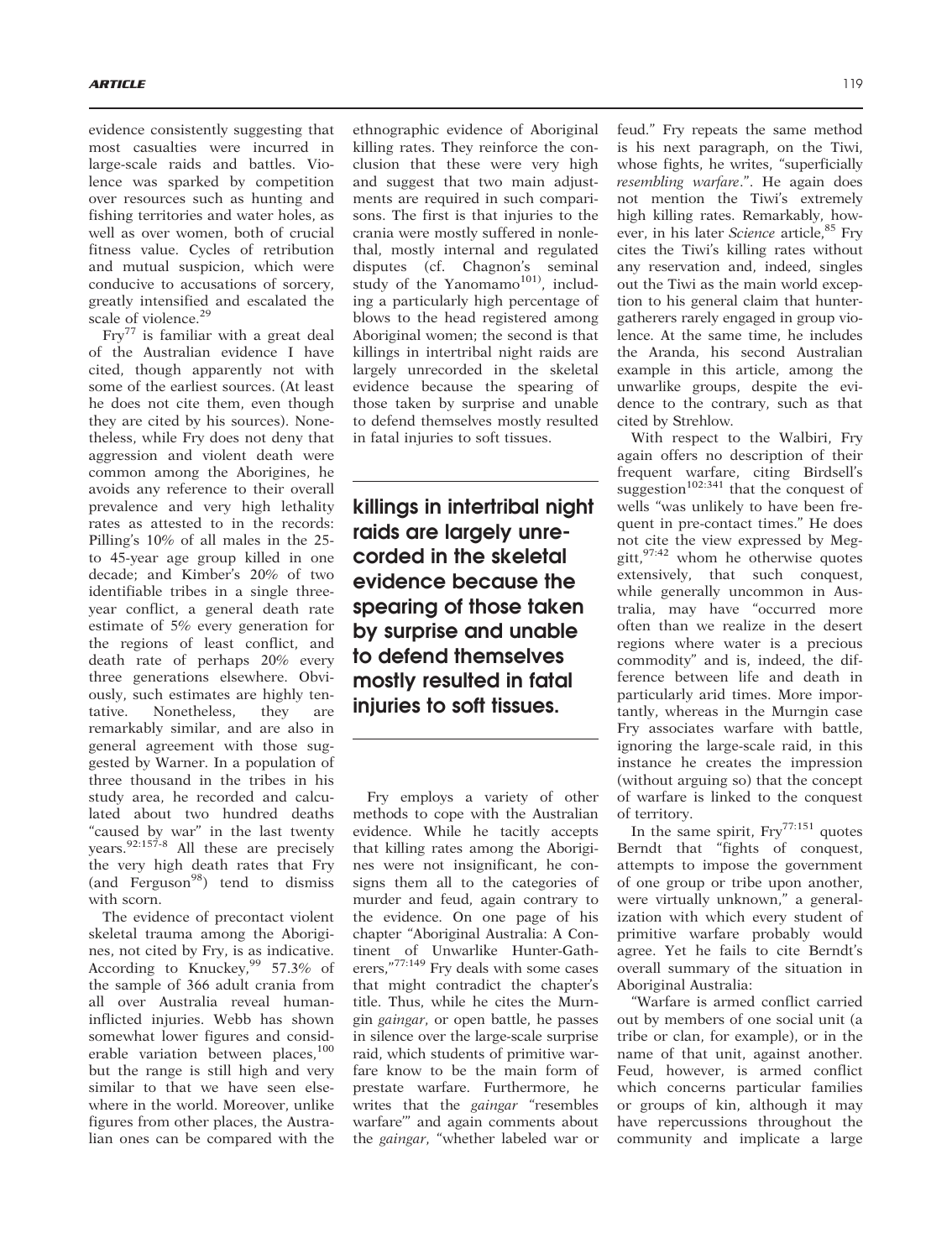evidence consistently suggesting that most casualties were incurred in large-scale raids and battles. Violence was sparked by competition over resources such as hunting and fishing territories and water holes, as well as over women, both of crucial fitness value. Cycles of retribution and mutual suspicion, which were conducive to accusations of sorcery, greatly intensified and escalated the scale of violence.[29]

Fry[77] is familiar with a great deal of the Australian evidence I have cited, though apparently not with some of the earliest sources. (At least he does not cite them, even though they are cited by his sources). Nonetheless, while Fry does not deny that aggression and violent death were common among the Aborigines, he avoids any reference to their overall prevalence and very high lethality rates as attested to in the records: Pilling's 10% of all males in the 25- to 45-year age group killed in one decade; and Kimber's 20% of two identifiable tribes in a single three-year conflict, a general death rate estimate of 5% every generation for the regions of least conflict, and death rate of perhaps 20% every three generations elsewhere. Obviously, such estimates are highly tentative. Nonetheless, they are remarkably similar, and are also in general agreement with those suggested by Warner. In a population of three thousand in the tribes in his study area, he recorded and calculated about two hundred deaths "caused by war" in the last twenty years.[92:157-8] All these are precisely the very high death rates that Fry (and Ferguson[98]) tend to dismiss with scorn.

The evidence of precontact violent skeletal trauma among the Aborigines, not cited by Fry, is as indicative. According to Knuckey,[99] 57.3% of the sample of 366 adult crania from all over Australia reveal human-inflicted injuries. Webb has shown somewhat lower figures and considerable variation between places,[100] but the range is still high and very similar to that we have seen elsewhere in the world. Moreover, unlike figures from other places, the Australian ones can be compared with the ethnographic evidence of Aboriginal killing rates. They reinforce the conclusion that these were very high and suggest that two main adjustments are required in such comparisons. The first is that injuries to the crania were mostly suffered in nonlethal, mostly internal and regulated disputes (cf. Chagnon's seminal study of the Yanomamo[101]), including a particularly high percentage of blows to the head registered among Aboriginal women; the second is that killings in intertribal night raids are largely unrecorded in the skeletal evidence because the spearing of those taken by surprise and unable to defend themselves mostly resulted in fatal injuries to soft tissues.

**killings in intertribal night raids are largely unrecorded in the skeletal evidence because the spearing of those taken by surprise and unable to defend themselves mostly resulted in fatal injuries to soft tissues.**

Fry employs a variety of other methods to cope with the Australian evidence. While he tacitly accepts that killing rates among the Aborigines were not insignificant, he consigns them all to the categories of murder and feud, again contrary to the evidence. On one page of his chapter "Aboriginal Australia: A Continent of Unwarlike Hunter-Gatherers,"[77:149] Fry deals with some cases that might contradict the chapter's title. Thus, while he cites the Murngin *gaingar*, or open battle, he passes in silence over the large-scale surprise raid, which students of primitive warfare know to be the main form of prestate warfare. Furthermore, he writes that the *gaingar* "resembles warfare'" and again comments about the *gaingar*, "whether labeled war or feud." Fry repeats the same method is his next paragraph, on the Tiwi, whose fights, he writes, "superficially *resembling warfare*.". He again does not mention the Tiwi's extremely high killing rates. Remarkably, however, in his later *Science* article,[85] Fry cites the Tiwi's killing rates without any reservation and, indeed, singles out the Tiwi as the main world exception to his general claim that hunter-gatherers rarely engaged in group violence. At the same time, he includes the Aranda, his second Australian example in this article, among the unwarlike groups, despite the evidence to the contrary, such as that cited by Strehlow.

With respect to the Walbiri, Fry again offers no description of their frequent warfare, citing Birdsell's suggestion[102:341] that the conquest of wells "was unlikely to have been frequent in pre-contact times." He does not cite the view expressed by Meggitt,[97:42] whom he otherwise quotes extensively, that such conquest, while generally uncommon in Australia, may have "occurred more often than we realize in the desert regions where water is a precious commodity" and is, indeed, the difference between life and death in particularly arid times. More importantly, whereas in the Murngin case Fry associates warfare with battle, ignoring the large-scale raid, in this instance he creates the impression (without arguing so) that the concept of warfare is linked to the conquest of territory.

In the same spirit, Fry[77:151] quotes Berndt that "fights of conquest, attempts to impose the government of one group or tribe upon another, were virtually unknown," a generalization with which every student of primitive warfare probably would agree. Yet he fails to cite Berndt's overall summary of the situation in Aboriginal Australia:

"Warfare is armed conflict carried out by members of one social unit (a tribe or clan, for example), or in the name of that unit, against another. Feud, however, is armed conflict which concerns particular families or groups of kin, although it may have repercussions throughout the community and implicate a large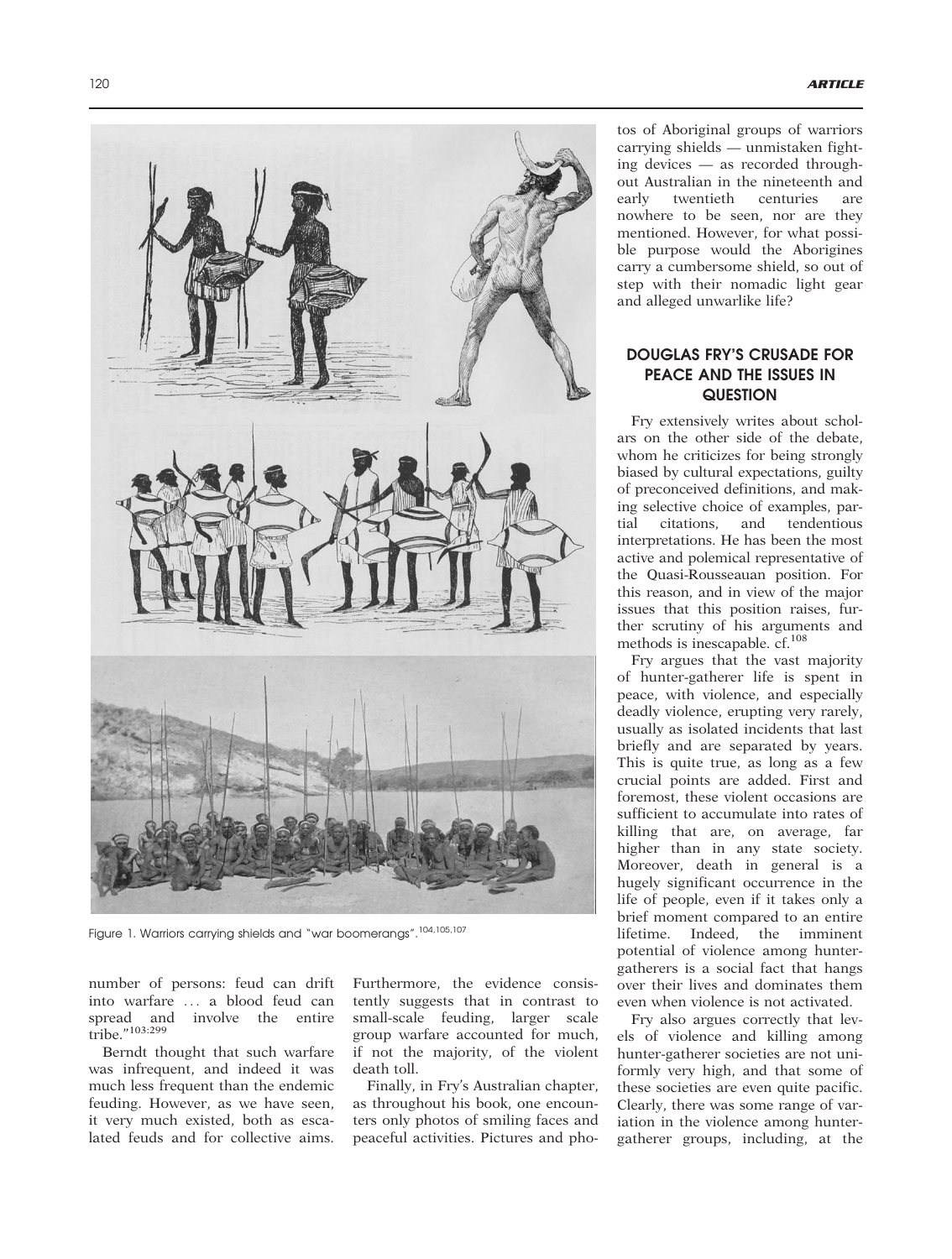Figure 1. Warriors carrying shields and "war boomerangs".[104,105,107]

number of persons: feud can drift into warfare ... a blood feud can spread and involve the entire tribe."[103:299]

Berndt thought that such warfare was infrequent, and indeed it was much less frequent than the endemic feuding. However, as we have seen, it very much existed, both as escalated feuds and for collective aims. Furthermore, the evidence consistently suggests that in contrast to small-scale feuding, larger scale group warfare accounted for much, if not the majority, of the violent death toll.

Finally, in Fry's Australian chapter, as throughout his book, one encounters only photos of smiling faces and peaceful activities. Pictures and photos of Aboriginal groups of warriors carrying shields — unmistaken fighting devices — as recorded throughout Australian in the nineteenth and early twentieth centuries are nowhere to be seen, nor are they mentioned. However, for what possible purpose would the Aborigines carry a cumbersome shield, so out of step with their nomadic light gear and alleged unwarlike life?

## DOUGLAS FRY'S CRUSADE FOR PEACE AND THE ISSUES IN QUESTION

Fry extensively writes about scholars on the other side of the debate, whom he criticizes for being strongly biased by cultural expectations, guilty of preconceived definitions, and making selective choice of examples, partial citations, and tendentious interpretations. He has been the most active and polemical representative of the Quasi-Rousseauan position. For this reason, and in view of the major issues that this position raises, further scrutiny of his arguments and methods is inescapable. cf.[108]

Fry argues that the vast majority of hunter-gatherer life is spent in peace, with violence, and especially deadly violence, erupting very rarely, usually as isolated incidents that last briefly and are separated by years. This is quite true, as long as a few crucial points are added. First and foremost, these violent occasions are sufficient to accumulate into rates of killing that are, on average, far higher than in any state society. Moreover, death in general is a hugely significant occurrence in the life of people, even if it takes only a brief moment compared to an entire lifetime. Indeed, the imminent potential of violence among hunter-gatherers is a social fact that hangs over their lives and dominates them even when violence is not activated.

Fry also argues correctly that levels of violence and killing among hunter-gatherer societies are not uniformly very high, and that some of these societies are even quite pacific. Clearly, there was some range of variation in the violence among hunter-gatherer groups, including, at the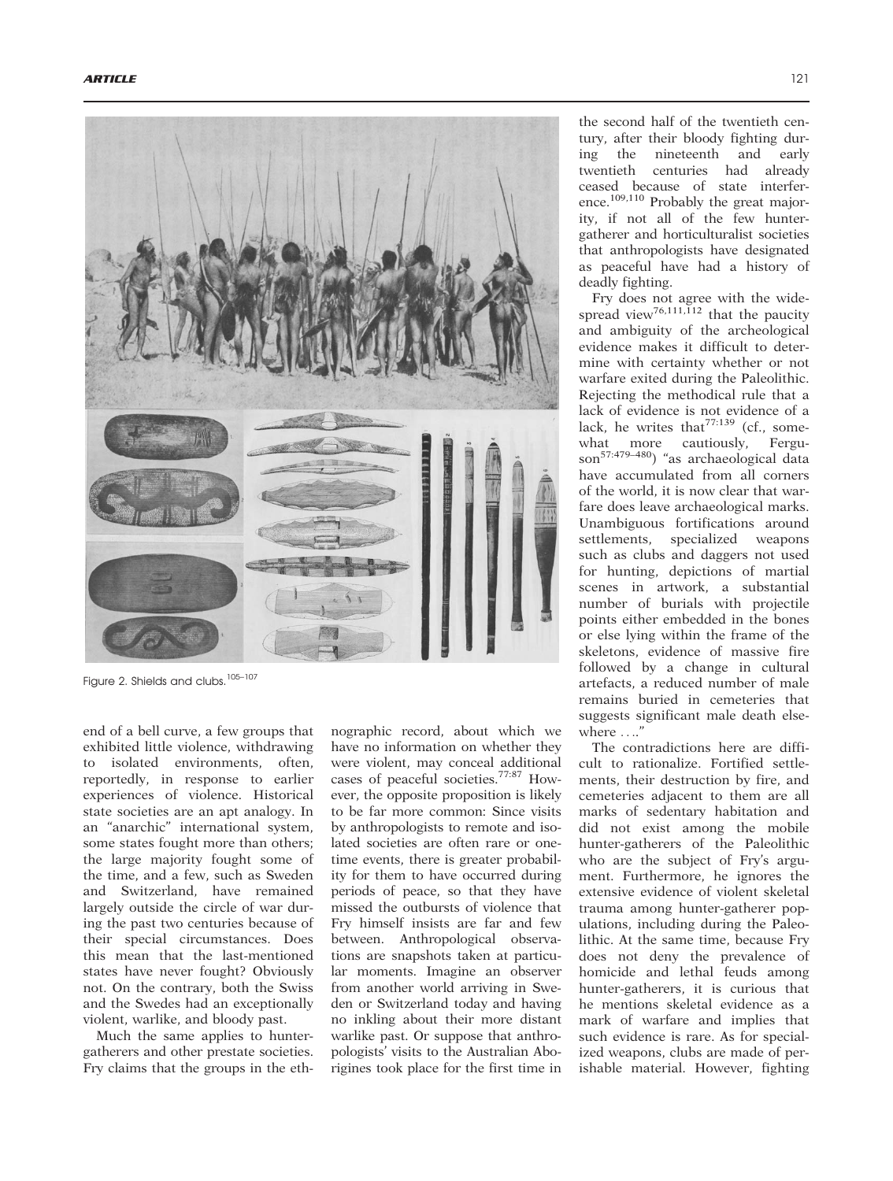Figure 2. Shields and clubs.[105–107]

end of a bell curve, a few groups that exhibited little violence, withdrawing to isolated environments, often, reportedly, in response to earlier experiences of violence. Historical state societies are an apt analogy. In an "anarchic" international system, some states fought more than others; the large majority fought some of the time, and a few, such as Sweden and Switzerland, have remained largely outside the circle of war during the past two centuries because of their special circumstances. Does this mean that the last-mentioned states have never fought? Obviously not. On the contrary, both the Swiss and the Swedes had an exceptionally violent, warlike, and bloody past.

Much the same applies to hunter-gatherers and other prestate societies. Fry claims that the groups in the ethnographic record, about which we have no information on whether they were violent, may conceal additional cases of peaceful societies.[77:87] However, the opposite proposition is likely to be far more common: Since visits by anthropologists to remote and isolated societies are often rare or one-time events, there is greater probability for them to have occurred during periods of peace, so that they have missed the outbursts of violence that Fry himself insists are far and few between. Anthropological observations are snapshots taken at particular moments. Imagine an observer from another world arriving in Sweden or Switzerland today and having no inkling about their more distant warlike past. Or suppose that anthropologists' visits to the Australian Aborigines took place for the first time in the second half of the twentieth century, after their bloody fighting during the nineteenth and early twentieth centuries had already ceased because of state interference.[109,110] Probably the great majority, if not all of the few hunter-gatherer and horticulturalist societies that anthropologists have designated as peaceful have had a history of deadly fighting.

Fry does not agree with the widespread view[76,111,112] that the paucity and ambiguity of the archeological evidence makes it difficult to determine with certainty whether or not warfare exited during the Paleolithic. Rejecting the methodical rule that a lack of evidence is not evidence of a lack, he writes that[77:139] (cf., somewhat more cautiously, Ferguson[57:479–480]) "as archaeological data have accumulated from all corners of the world, it is now clear that warfare does leave archaeological marks. Unambiguous fortifications around settlements, specialized weapons such as clubs and daggers not used for hunting, depictions of martial scenes in artwork, a substantial number of burials with projectile points either embedded in the bones or else lying within the frame of the skeletons, evidence of massive fire followed by a change in cultural artefacts, a reduced number of male remains buried in cemeteries that suggests significant male death elsewhere . . .."

The contradictions here are difficult to rationalize. Fortified settlements, their destruction by fire, and cemeteries adjacent to them are all marks of sedentary habitation and did not exist among the mobile hunter-gatherers of the Paleolithic who are the subject of Fry's argument. Furthermore, he ignores the extensive evidence of violent skeletal trauma among hunter-gatherer populations, including during the Paleolithic. At the same time, because Fry does not deny the prevalence of homicide and lethal feuds among hunter-gatherers, it is curious that he mentions skeletal evidence as a mark of warfare and implies that such evidence is rare. As for specialized weapons, clubs are made of perishable material. However, fighting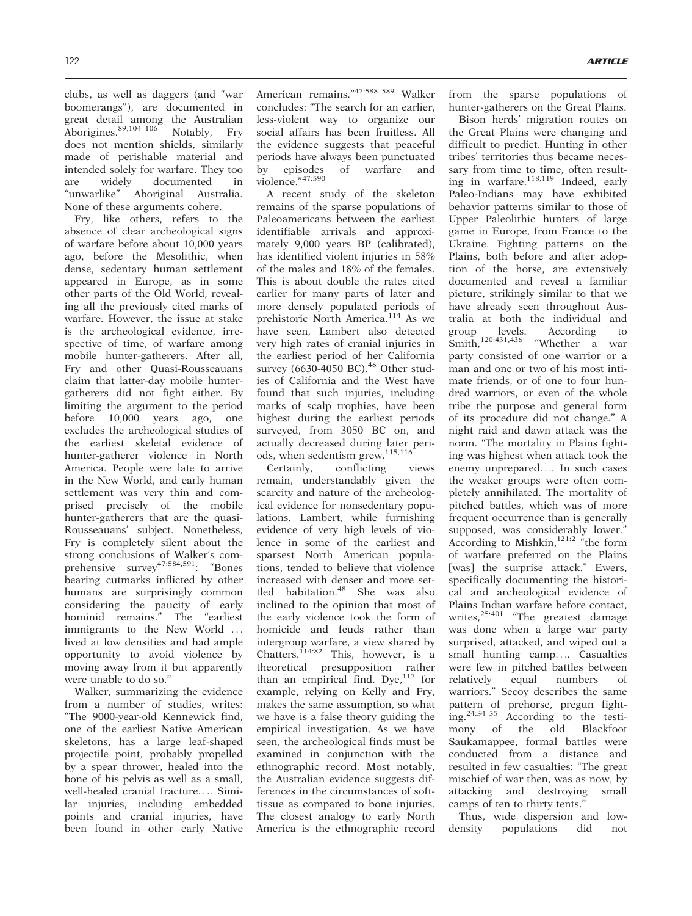clubs, as well as daggers (and "war boomerangs"), are documented in great detail among the Australian Aborigines.[89,104–106] Notably, Fry does not mention shields, similarly made of perishable material and intended solely for warfare. They too are widely documented in "unwarlike" Aboriginal Australia. None of these arguments cohere.

Fry, like others, refers to the absence of clear archeological signs of warfare before about 10,000 years ago, before the Mesolithic, when dense, sedentary human settlement appeared in Europe, as in some other parts of the Old World, revealing all the previously cited marks of warfare. However, the issue at stake is the archeological evidence, irrespective of time, of warfare among mobile hunter-gatherers. After all, Fry and other Quasi-Rousseauans claim that latter-day mobile hunter-gatherers did not fight either. By limiting the argument to the period before 10,000 years ago, one excludes the archeological studies of the earliest skeletal evidence of hunter-gatherer violence in North America. People were late to arrive in the New World, and early human settlement was very thin and comprised precisely of the mobile hunter-gatherers that are the quasi-Rousseauans' subject. Nonetheless, Fry is completely silent about the strong conclusions of Walker's comprehensive survey[47:584,591]: "Bones bearing cutmarks inflicted by other humans are surprisingly common considering the paucity of early hominid remains." The "earliest immigrants to the New World ... lived at low densities and had ample opportunity to avoid violence by moving away from it but apparently were unable to do so."

Walker, summarizing the evidence from a number of studies, writes: "The 9000-year-old Kennewick find, one of the earliest Native American skeletons, has a large leaf-shaped projectile point, probably propelled by a spear thrower, healed into the bone of his pelvis as well as a small, well-healed cranial fracture.... Similar injuries, including embedded points and cranial injuries, have been found in other early Native American remains."[47:588–589] Walker concludes: "The search for an earlier, less-violent way to organize our social affairs has been fruitless. All the evidence suggests that peaceful periods have always been punctuated by episodes of warfare and violence."[47:590]

A recent study of the skeleton remains of the sparse populations of Paleoamericans between the earliest identifiable arrivals and approximately 9,000 years BP (calibrated), has identified violent injuries in 58% of the males and 18% of the females. This is about double the rates cited earlier for many parts of later and more densely populated periods of prehistoric North America.[114] As we have seen, Lambert also detected very high rates of cranial injuries in the earliest period of her California survey (6630-4050 BC).[46] Other studies of California and the West have found that such injuries, including marks of scalp trophies, have been highest during the earliest periods surveyed, from 3050 BC on, and actually decreased during later periods, when sedentism grew.[115,116]

Certainly, conflicting views remain, understandably given the scarcity and nature of the archeological evidence for nonsedentary populations. Lambert, while furnishing evidence of very high levels of violence in some of the earliest and sparsest North American populations, tended to believe that violence increased with denser and more settled habitation.[48] She was also inclined to the opinion that most of the early violence took the form of homicide and feuds rather than intergroup warfare, a view shared by Chatters.[114:82] This, however, is a theoretical presupposition rather than an empirical find. Dye,[117] for example, relying on Kelly and Fry, makes the same assumption, so what we have is a false theory guiding the empirical investigation. As we have seen, the archeological finds must be examined in conjunction with the ethnographic record. Most notably, the Australian evidence suggests differences in the circumstances of soft-tissue as compared to bone injuries. The closest analogy to early North America is the ethnographic record from the sparse populations of hunter-gatherers on the Great Plains.

Bison herds' migration routes on the Great Plains were changing and difficult to predict. Hunting in other tribes' territories thus became necessary from time to time, often resulting in warfare.[118,119] Indeed, early Paleo-Indians may have exhibited behavior patterns similar to those of Upper Paleolithic hunters of large game in Europe, from France to the Ukraine. Fighting patterns on the Plains, both before and after adoption of the horse, are extensively documented and reveal a familiar picture, strikingly similar to that we have already seen throughout Australia at both the individual and group levels. According to Smith,[120:431,436] "Whether a war party consisted of one warrior or a man and one or two of his most intimate friends, or of one to four hundred warriors, or even of the whole tribe the purpose and general form of its procedure did not change." A night raid and dawn attack was the norm. "The mortality in Plains fighting was highest when attack took the enemy unprepared.... In such cases the weaker groups were often completely annihilated. The mortality of pitched battles, which was of more frequent occurrence than is generally supposed, was considerably lower." According to Mishkin,[121:2] "the form of warfare preferred on the Plains [was] the surprise attack." Ewers, specifically documenting the historical and archeological evidence of Plains Indian warfare before contact, writes,[25:401] "The greatest damage was done when a large war party surprised, attacked, and wiped out a small hunting camp.... Casualties were few in pitched battles between relatively equal numbers of warriors." Secoy describes the same pattern of prehorse, pregun fighting.[24:34–35] According to the testimony of the old Blackfoot Saukamappee, formal battles were conducted from a distance and resulted in few casualties: "The great mischief of war then, was as now, by attacking and destroying small camps of ten to thirty tents."

Thus, wide dispersion and low-density populations did not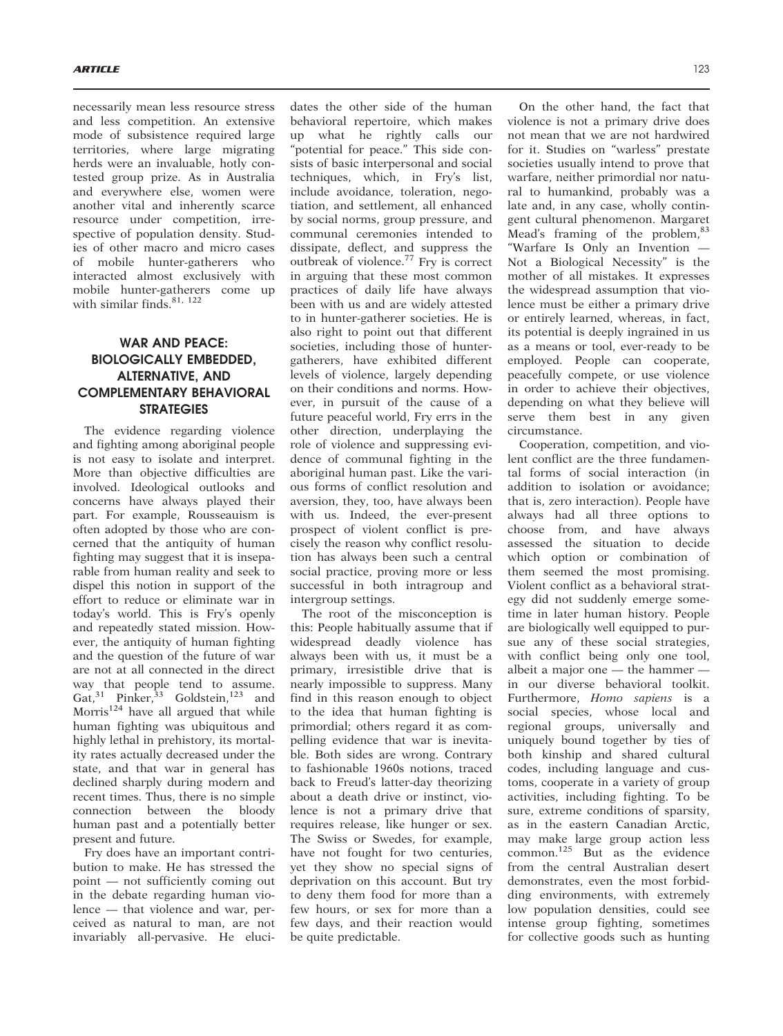necessarily mean less resource stress and less competition. An extensive mode of subsistence required large territories, where large migrating herds were an invaluable, hotly contested group prize. As in Australia and everywhere else, women were another vital and inherently scarce resource under competition, irrespective of population density. Studies of other macro and micro cases of mobile hunter-gatherers who interacted almost exclusively with mobile hunter-gatherers come up with similar finds.[81, 122]

## WAR AND PEACE: BIOLOGICALLY EMBEDDED, ALTERNATIVE, AND COMPLEMENTARY BEHAVIORAL STRATEGIES

The evidence regarding violence and fighting among aboriginal people is not easy to isolate and interpret. More than objective difficulties are involved. Ideological outlooks and concerns have always played their part. For example, Rousseauism is often adopted by those who are concerned that the antiquity of human fighting may suggest that it is inseparable from human reality and seek to dispel this notion in support of the effort to reduce or eliminate war in today's world. This is Fry's openly and repeatedly stated mission. However, the antiquity of human fighting and the question of the future of war are not at all connected in the direct way that people tend to assume. Gat,[31] Pinker,[33] Goldstein,[123] and Morris[124] have all argued that while human fighting was ubiquitous and highly lethal in prehistory, its mortality rates actually decreased under the state, and that war in general has declined sharply during modern and recent times. Thus, there is no simple connection between the bloody human past and a potentially better present and future.

Fry does have an important contribution to make. He has stressed the point — not sufficiently coming out in the debate regarding human violence — that violence and war, perceived as natural to man, are not invariably all-pervasive. He elucidates the other side of the human behavioral repertoire, which makes up what he rightly calls our "potential for peace." This side consists of basic interpersonal and social techniques, which, in Fry's list, include avoidance, toleration, negotiation, and settlement, all enhanced by social norms, group pressure, and communal ceremonies intended to dissipate, deflect, and suppress the outbreak of violence.[77] Fry is correct in arguing that these most common practices of daily life have always been with us and are widely attested to in hunter-gatherer societies. He is also right to point out that different societies, including those of hunter-gatherers, have exhibited different levels of violence, largely depending on their conditions and norms. However, in pursuit of the cause of a future peaceful world, Fry errs in the other direction, underplaying the role of violence and suppressing evidence of communal fighting in the aboriginal human past. Like the various forms of conflict resolution and aversion, they, too, have always been with us. Indeed, the ever-present prospect of violent conflict is precisely the reason why conflict resolution has always been such a central social practice, proving more or less successful in both intragroup and intergroup settings.

The root of the misconception is this: People habitually assume that if widespread deadly violence has always been with us, it must be a primary, irresistible drive that is nearly impossible to suppress. Many find in this reason enough to object to the idea that human fighting is primordial; others regard it as compelling evidence that war is inevitable. Both sides are wrong. Contrary to fashionable 1960s notions, traced back to Freud's latter-day theorizing about a death drive or instinct, violence is not a primary drive that requires release, like hunger or sex. The Swiss or Swedes, for example, have not fought for two centuries, yet they show no special signs of deprivation on this account. But try to deny them food for more than a few hours, or sex for more than a few days, and their reaction would be quite predictable.

On the other hand, the fact that violence is not a primary drive does not mean that we are not hardwired for it. Studies on "warless" prestate societies usually intend to prove that warfare, neither primordial nor natural to humankind, probably was a late and, in any case, wholly contingent cultural phenomenon. Margaret Mead's framing of the problem,[83] "Warfare Is Only an Invention — Not a Biological Necessity" is the mother of all mistakes. It expresses the widespread assumption that violence must be either a primary drive or entirely learned, whereas, in fact, its potential is deeply ingrained in us as a means or tool, ever-ready to be employed. People can cooperate, peacefully compete, or use violence in order to achieve their objectives, depending on what they believe will serve them best in any given circumstance.

Cooperation, competition, and violent conflict are the three fundamental forms of social interaction (in addition to isolation or avoidance; that is, zero interaction). People have always had all three options to choose from, and have always assessed the situation to decide which option or combination of them seemed the most promising. Violent conflict as a behavioral strategy did not suddenly emerge sometime in later human history. People are biologically well equipped to pursue any of these social strategies, with conflict being only one tool, albeit a major one — the hammer — in our diverse behavioral toolkit. Furthermore, *Homo sapiens* is a social species, whose local and regional groups, universally and uniquely bound together by ties of both kinship and shared cultural codes, including language and customs, cooperate in a variety of group activities, including fighting. To be sure, extreme conditions of sparsity, as in the eastern Canadian Arctic, may make large group action less common.[125] But as the evidence from the central Australian desert demonstrates, even the most forbidding environments, with extremely low population densities, could see intense group fighting, sometimes for collective goods such as hunting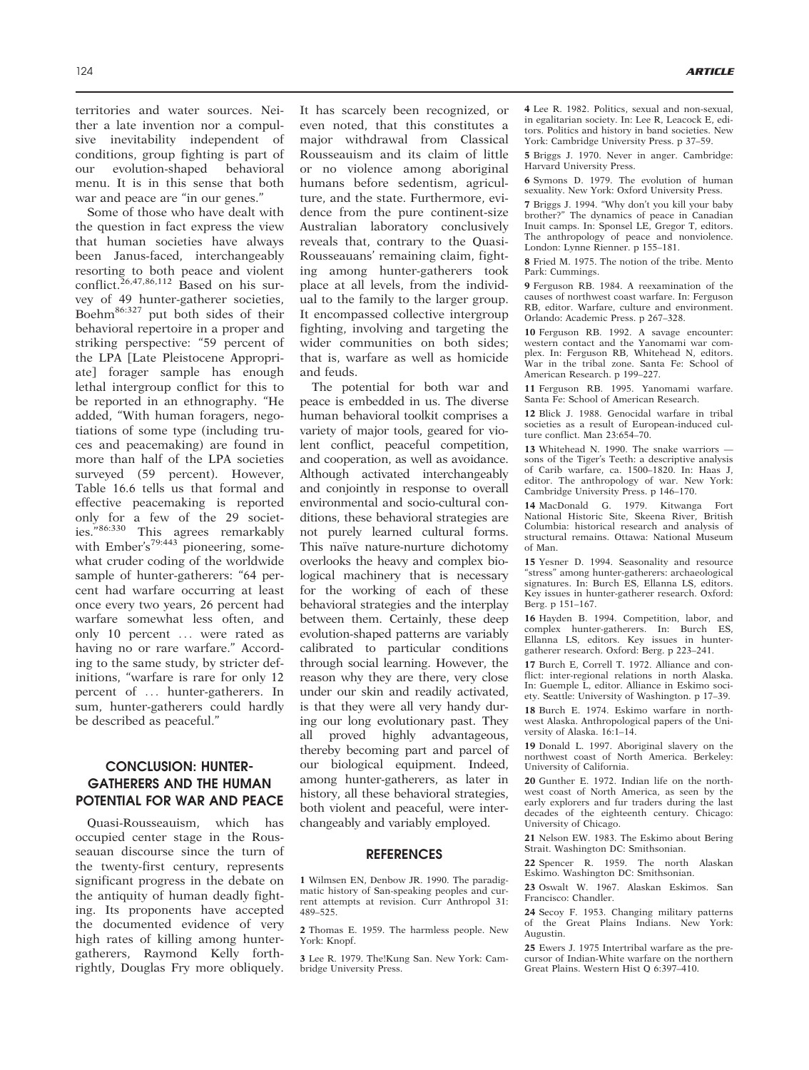territories and water sources. Neither a late invention nor a compulsive inevitability independent of conditions, group fighting is part of our evolution-shaped behavioral menu. It is in this sense that both war and peace are "in our genes."

Some of those who have dealt with the question in fact express the view that human societies have always been Janus-faced, interchangeably resorting to both peace and violent conflict.[26,47,86,112] Based on his survey of 49 hunter-gatherer societies, Boehm[86:327] put both sides of their behavioral repertoire in a proper and striking perspective: "59 percent of the LPA [Late Pleistocene Appropriate] forager sample has enough lethal intergroup conflict for this to be reported in an ethnography. "He added, "With human foragers, negotiations of some type (including truces and peacemaking) are found in more than half of the LPA societies surveyed (59 percent). However, Table 16.6 tells us that formal and effective peacemaking is reported only for a few of the 29 societies."[86:330] This agrees remarkably with Ember's[79:443] pioneering, somewhat cruder coding of the worldwide sample of hunter-gatherers: "64 percent had warfare occurring at least once every two years, 26 percent had warfare somewhat less often, and only 10 percent ... were rated as having no or rare warfare." According to the same study, by stricter definitions, "warfare is rare for only 12 percent of ... hunter-gatherers. In sum, hunter-gatherers could hardly be described as peaceful."

## CONCLUSION: HUNTER-GATHERERS AND THE HUMAN POTENTIAL FOR WAR AND PEACE

Quasi-Rousseauism, which has occupied center stage in the Rousseauan discourse since the turn of the twenty-first century, represents significant progress in the debate on the antiquity of human deadly fighting. Its proponents have accepted the documented evidence of very high rates of killing among hunter-gatherers, Raymond Kelly forthrightly, Douglas Fry more obliquely. It has scarcely been recognized, or even noted, that this constitutes a major withdrawal from Classical Rousseauism and its claim of little or no violence among aboriginal humans before sedentism, agriculture, and the state. Furthermore, evidence from the pure continent-size Australian laboratory conclusively reveals that, contrary to the Quasi-Rousseauans' remaining claim, fighting among hunter-gatherers took place at all levels, from the individual to the family to the larger group. It encompassed collective intergroup fighting, involving and targeting the wider communities on both sides; that is, warfare as well as homicide and feuds.

The potential for both war and peace is embedded in us. The diverse human behavioral toolkit comprises a variety of major tools, geared for violent conflict, peaceful competition, and cooperation, as well as avoidance. Although activated interchangeably and conjointly in response to overall environmental and socio-cultural conditions, these behavioral strategies are not purely learned cultural forms. This naïve nature-nurture dichotomy overlooks the heavy and complex biological machinery that is necessary for the working of each of these behavioral strategies and the interplay between them. Certainly, these deep evolution-shaped patterns are variably calibrated to particular conditions through social learning. However, the reason why they are there, very close under our skin and readily activated, is that they were all very handy during our long evolutionary past. They all proved highly advantageous, thereby becoming part and parcel of our biological equipment. Indeed, among hunter-gatherers, as later in history, all these behavioral strategies, both violent and peaceful, were interchangeably and variably employed.

## REFERENCES

**1** Wilmsen EN, Denbow JR. 1990. The paradigmatic history of San-speaking peoples and current attempts at revision. Curr Anthropol 31: 489–525.

**2** Thomas E. 1959. The harmless people. New York: Knopf.

**3** Lee R. 1979. The!Kung San. New York: Cambridge University Press.

**4** Lee R. 1982. Politics, sexual and non-sexual, in egalitarian society. In: Lee R, Leacock E, editors. Politics and history in band societies. New York: Cambridge University Press. p 37–59.

**5** Briggs J. 1970. Never in anger. Cambridge: Harvard University Press.

**6** Symons D. 1979. The evolution of human sexuality. New York: Oxford University Press.

**7** Briggs J. 1994. "Why don't you kill your baby brother?" The dynamics of peace in Canadian Inuit camps. In: Sponsel LE, Gregor T, editors. The anthropology of peace and nonviolence. London: Lynne Rienner. p 155–181.

**8** Fried M. 1975. The notion of the tribe. Mento Park: Cummings.

**9** Ferguson RB. 1984. A reexamination of the causes of northwest coast warfare. In: Ferguson RB, editor. Warfare, culture and environment. Orlando: Academic Press. p 267–328.

**10** Ferguson RB. 1992. A savage encounter: western contact and the Yanomami war complex. In: Ferguson RB, Whitehead N, editors. War in the tribal zone. Santa Fe: School of American Research. p 199–227.

**11** Ferguson RB. 1995. Yanomami warfare. Santa Fe: School of American Research.

**12** Blick J. 1988. Genocidal warfare in tribal societies as a result of European-induced culture conflict. Man 23:654–70.

**13** Whitehead N. 1990. The snake warriors — sons of the Tiger's Teeth: a descriptive analysis of Carib warfare, ca. 1500–1820. In: Haas J, editor. The anthropology of war. New York: Cambridge University Press. p 146–170.

**14** MacDonald G. 1979. Kitwanga Fort National Historic Site, Skeena River, British Columbia: historical research and analysis of structural remains. Ottawa: National Museum of Man.

**15** Yesner D. 1994. Seasonality and resource "stress" among hunter-gatherers: archaeological signatures. In: Burch ES, Ellanna LS, editors. Key issues in hunter-gatherer research. Oxford: Berg. p 151–167.

**16** Hayden B. 1994. Competition, labor, and complex hunter-gatherers. In: Burch ES, Ellanna LS, editors. Key issues in hunter-gatherer research. Oxford: Berg. p 223–241.

**17** Burch E, Correll T. 1972. Alliance and conflict: inter-regional relations in north Alaska. In: Guemple L, editor. Alliance in Eskimo society. Seattle: University of Washington. p 17–39.

**18** Burch E. 1974. Eskimo warfare in northwest Alaska. Anthropological papers of the University of Alaska. 16:1–14.

**19** Donald L. 1997. Aboriginal slavery on the northwest coast of North America. Berkeley: University of California.

**20** Gunther E. 1972. Indian life on the northwest coast of North America, as seen by the early explorers and fur traders during the last decades of the eighteenth century. Chicago: University of Chicago.

**21** Nelson EW. 1983. The Eskimo about Bering Strait. Washington DC: Smithsonian.

**22** Spencer R. 1959. The north Alaskan Eskimo. Washington DC: Smithsonian.

**23** Oswalt W. 1967. Alaskan Eskimos. San Francisco: Chandler.

**24** Secoy F. 1953. Changing military patterns of the Great Plains Indians. New York: Augustin.

**25** Ewers J. 1975 Intertribal warfare as the precursor of Indian-White warfare on the northern Great Plains. Western Hist Q 6:397–410.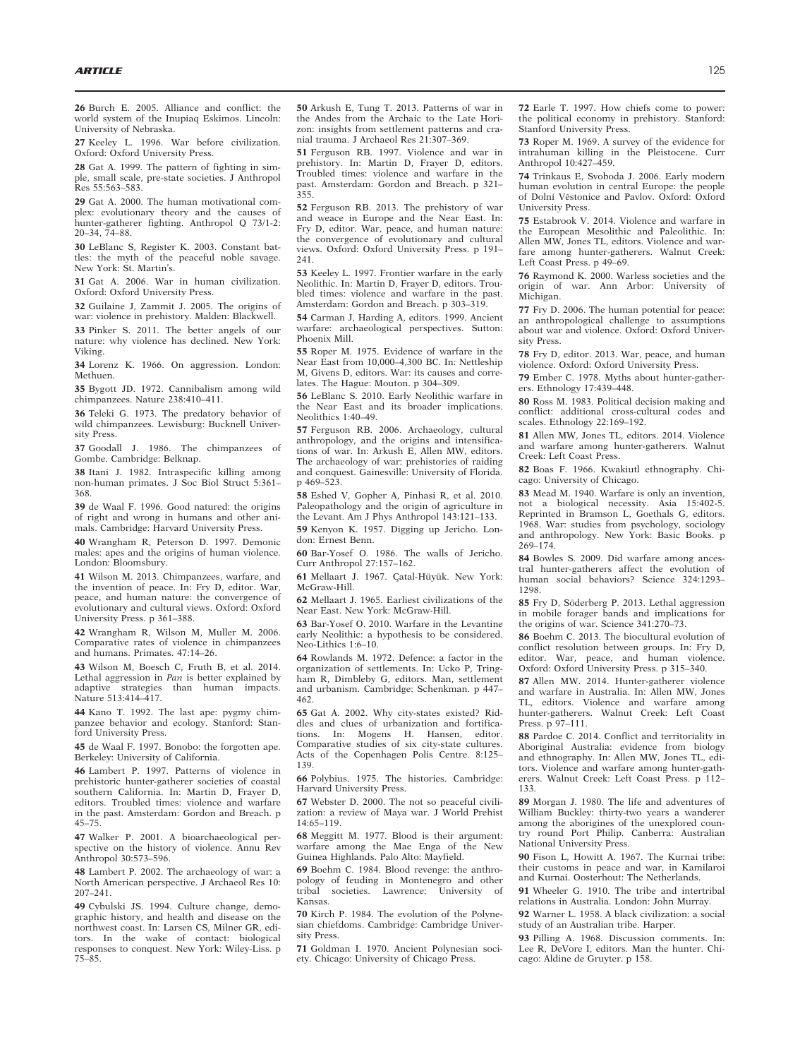26 Burch E. 2005. Alliance and conflict: the world system of the Inupiaq Eskimos. Lincoln: University of Nebraska.

27 Keeley L. 1996. War before civilization. Oxford: Oxford University Press.

28 Gat A. 1999. The pattern of fighting in simple, small scale, pre-state societies. J Anthropol Res 55:563–583.

29 Gat A. 2000. The human motivational complex: evolutionary theory and the causes of hunter-gatherer fighting. Anthropol Q 73/1-2: 20–34, 74–88.

30 LeBlanc S, Register K. 2003. Constant battles: the myth of the peaceful noble savage. New York: St. Martin's.

31 Gat A. 2006. War in human civilization. Oxford: Oxford University Press.

32 Guilaine J, Zammit J. 2005. The origins of war: violence in prehistory. Malden: Blackwell.

33 Pinker S. 2011. The better angels of our nature: why violence has declined. New York: Viking.

34 Lorenz K. 1966. On aggression. London: Methuen.

35 Bygott JD. 1972. Cannibalism among wild chimpanzees. Nature 238:410–411.

36 Teleki G. 1973. The predatory behavior of wild chimpanzees. Lewisburg: Bucknell University Press.

37 Goodall J. 1986. The chimpanzees of Gombe. Cambridge: Belknap.

38 Itani J. 1982. Intraspecific killing among non-human primates. J Soc Biol Struct 5:361–368.

39 de Waal F. 1996. Good natured: the origins of right and wrong in humans and other animals. Cambridge: Harvard University Press.

40 Wrangham R, Peterson D. 1997. Demonic males: apes and the origins of human violence. London: Bloomsbury.

41 Wilson M. 2013. Chimpanzees, warfare, and the invention of peace. In: Fry D, editor. War, peace, and human nature: the convergence of evolutionary and cultural views. Oxford: Oxford University Press. p 361–388.

42 Wrangham R, Wilson M, Muller M. 2006. Comparative rates of violence in chimpanzees and humans. Primates. 47:14–26.

43 Wilson M, Boesch C, Fruth B, et al. 2014. Lethal aggression in *Pan* is better explained by adaptive strategies than human impacts. Nature 513:414–417.

44 Kano T. 1992. The last ape: pygmy chimpanzee behavior and ecology. Stanford: Stanford University Press.

45 de Waal F. 1997. Bonobo: the forgotten ape. Berkeley: University of California.

46 Lambert P. 1997. Patterns of violence in prehistoric hunter-gatherer societies of coastal southern California. In: Martin D, Frayer D, editors. Troubled times: violence and warfare in the past. Amsterdam: Gordon and Breach. p 45–75.

47 Walker P. 2001. A bioarchaeological perspective on the history of violence. Annu Rev Anthropol 30:573–596.

48 Lambert P. 2002. The archaeology of war: a North American perspective. J Archaeol Res 10: 207–241.

49 Cybulski JS. 1994. Culture change, demographic history, and health and disease on the northwest coast. In: Larsen CS, Milner GR, editors. In the wake of contact: biological responses to conquest. New York: Wiley-Liss. p 75–85.

50 Arkush E, Tung T. 2013. Patterns of war in the Andes from the Archaic to the Late Horizon: insights from settlement patterns and cranial trauma. J Archaeol Res 21:307–369.

51 Ferguson RB. 1997. Violence and war in prehistory. In: Martin D, Frayer D, editors. Troubled times: violence and warfare in the past. Amsterdam: Gordon and Breach. p 321–355.

52 Ferguson RB. 2013. The prehistory of war and weace in Europe and the Near East. In: Fry D, editor. War, peace, and human nature: the convergence of evolutionary and cultural views. Oxford: Oxford University Press. p 191–241.

53 Keeley L. 1997. Frontier warfare in the early Neolithic. In: Martin D, Frayer D, editors. Troubled times: violence and warfare in the past. Amsterdam: Gordon and Breach. p 303–319.

54 Carman J, Harding A, editors. 1999. Ancient warfare: archaeological perspectives. Sutton: Phoenix Mill.

55 Roper M. 1975. Evidence of warfare in the Near East from 10,000–4,300 BC. In: Nettleship M, Givens D, editors. War: its causes and correlates. The Hague: Mouton. p 304–309.

56 LeBlanc S. 2010. Early Neolithic warfare in the Near East and its broader implications. Neolithics 1:40–49.

57 Ferguson RB. 2006. Archaeology, cultural anthropology, and the origins and intensifications of war. In: Arkush E, Allen MW, editors. The archaeology of war: prehistories of raiding and conquest. Gainesville: University of Florida. p 469–523.

58 Eshed V, Gopher A, Pinhasi R, et al. 2010. Paleopathology and the origin of agriculture in the Levant. Am J Phys Anthropol 143:121–133.

59 Kenyon K. 1957. Digging up Jericho. London: Ernest Benn.

60 Bar-Yosef O. 1986. The walls of Jericho. Curr Anthropol 27:157–162.

61 Mellaart J. 1967. Çatal-Hüyük. New York: McGraw-Hill.

62 Mellaart J. 1965. Earliest civilizations of the Near East. New York: McGraw-Hill.

63 Bar-Yosef O. 2010. Warfare in the Levantine early Neolithic: a hypothesis to be considered. Neo-Lithics 1:6–10.

64 Rowlands M. 1972. Defence: a factor in the organization of settlements. In: Ucko P, Tringham R, Dimbleby G, editors. Man, settlement and urbanism. Cambridge: Schenkman. p 447–462.

65 Gat A. 2002. Why city-states existed? Riddles and clues of urbanization and fortifications. In: Mogens H. Hansen, editor. Comparative studies of six city-state cultures. Acts of the Copenhagen Polis Centre. 8:125–139.

66 Polybius. 1975. The histories. Cambridge: Harvard University Press.

67 Webster D. 2000. The not so peaceful civilization: a review of Maya war. J World Prehist 14:65–119.

68 Meggitt M. 1977. Blood is their argument: warfare among the Mae Enga of the New Guinea Highlands. Palo Alto: Mayfield.

69 Boehm C. 1984. Blood revenge: the anthropology of feuding in Montenegro and other tribal societies. Lawrence: University of Kansas.

70 Kirch P. 1984. The evolution of the Polynesian chiefdoms. Cambridge: Cambridge University Press.

71 Goldman I. 1970. Ancient Polynesian society. Chicago: University of Chicago Press.

72 Earle T. 1997. How chiefs come to power: the political economy in prehistory. Stanford: Stanford University Press.

73 Roper M. 1969. A survey of the evidence for intrahuman killing in the Pleistocene. Curr Anthropol 10:427–459.

74 Trinkaus E, Svoboda J. 2006. Early modern human evolution in central Europe: the people of Dolní Věstonice and Pavlov. Oxford: Oxford University Press.

75 Estabrook V. 2014. Violence and warfare in the European Mesolithic and Paleolithic. In: Allen MW, Jones TL, editors. Violence and warfare among hunter-gatherers. Walnut Creek: Left Coast Press. p 49–69.

76 Raymond K. 2000. Warless societies and the origin of war. Ann Arbor: University of Michigan.

77 Fry D. 2006. The human potential for peace: an anthropological challenge to assumptions about war and violence. Oxford: Oxford University Press.

78 Fry D, editor. 2013. War, peace, and human violence. Oxford: Oxford University Press.

79 Ember C. 1978. Myths about hunter-gatherers. Ethnology 17:439–448.

80 Ross M. 1983. Political decision making and conflict: additional cross-cultural codes and scales. Ethnology 22:169–192.

81 Allen MW, Jones TL, editors. 2014. Violence and warfare among hunter-gatherers. Walnut Creek: Left Coast Press.

82 Boas F. 1966. Kwakiutl ethnography. Chicago: University of Chicago.

83 Mead M. 1940. Warfare is only an invention, not a biological necessity. Asia 15:402-5. Reprinted in Bramson L, Goethals G, editors. 1968. War: studies from psychology, sociology and anthropology. New York: Basic Books. p 269–174.

84 Bowles S. 2009. Did warfare among ancestral hunter-gatherers affect the evolution of human social behaviors? Science 324:1293–1298.

85 Fry D, Söderberg P. 2013. Lethal aggression in mobile forager bands and implications for the origins of war. Science 341:270–73.

86 Boehm C. 2013. The biocultural evolution of conflict resolution between groups. In: Fry D, editor. War, peace, and human violence. Oxford: Oxford University Press. p 315–340.

87 Allen MW. 2014. Hunter-gatherer violence and warfare in Australia. In: Allen MW, Jones TL, editors. Violence and warfare among hunter-gatherers. Walnut Creek: Left Coast Press. p 97–111.

88 Pardoe C. 2014. Conflict and territoriality in Aboriginal Australia: evidence from biology and ethnography. In: Allen MW, Jones TL, editors. Violence and warfare among hunter-gatherers. Walnut Creek: Left Coast Press. p 112–133.

89 Morgan J. 1980. The life and adventures of William Buckley: thirty-two years a wanderer among the aborigines of the unexplored country round Port Philip. Canberra: Australian National University Press.

90 Fison L, Howitt A. 1967. The Kurnai tribe: their customs in peace and war, in Kamilaroi and Kurnai. Oosterhout: The Netherlands.

91 Wheeler G. 1910. The tribe and intertribal relations in Australia. London: John Murray.

92 Warner L. 1958. A black civilization: a social study of an Australian tribe. Harper.

93 Pilling A. 1968. Discussion comments. In: Lee R, DeVore I, editors. Man the hunter. Chicago: Aldine de Gruyter. p 158.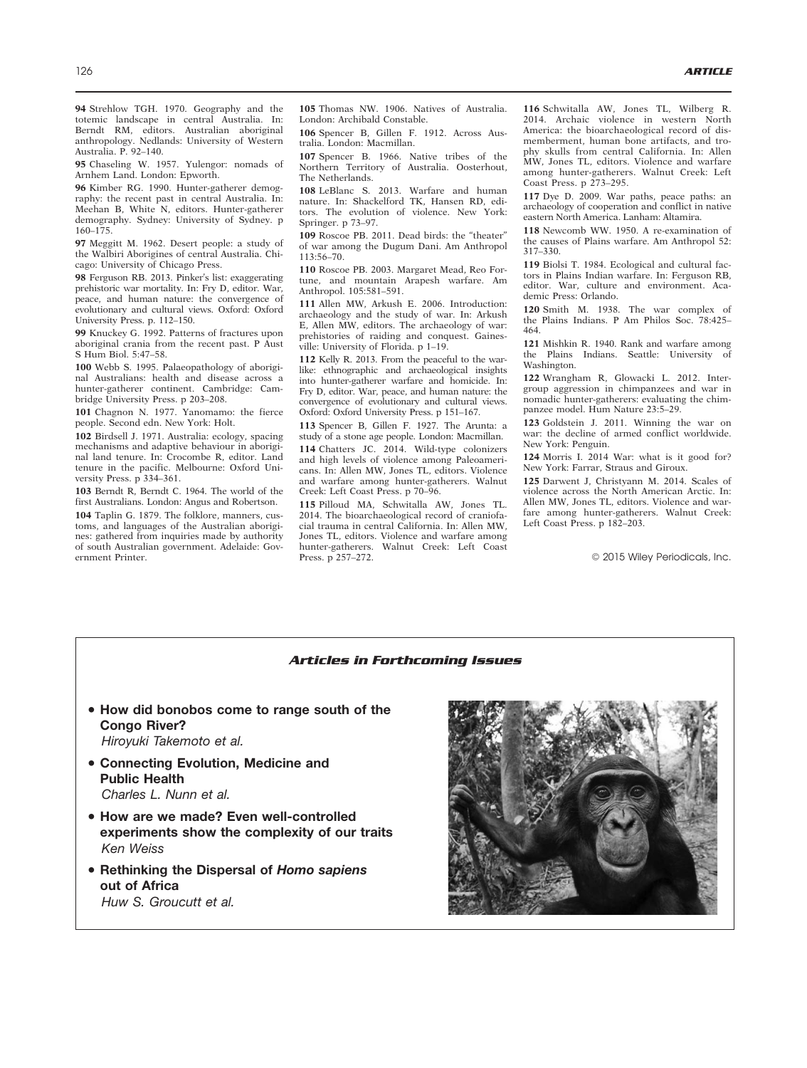94 Strehlow TGH. 1970. Geography and the totemic landscape in central Australia. In: Berndt RM, editors. Australian aboriginal anthropology. Nedlands: University of Western Australia. P. 92–140.

95 Chaseling W. 1957. Yulengor: nomads of Arnhem Land. London: Epworth.

96 Kimber RG. 1990. Hunter-gatherer demography: the recent past in central Australia. In: Meehan B, White N, editors. Hunter-gatherer demography. Sydney: University of Sydney. p 160–175.

97 Meggitt M. 1962. Desert people: a study of the Walbiri Aborigines of central Australia. Chicago: University of Chicago Press.

98 Ferguson RB. 2013. Pinker's list: exaggerating prehistoric war mortality. In: Fry D, editor. War, peace, and human nature: the convergence of evolutionary and cultural views. Oxford: Oxford University Press. p. 112–150.

99 Knuckey G. 1992. Patterns of fractures upon aboriginal crania from the recent past. P Aust S Hum Biol. 5:47–58.

100 Webb S. 1995. Palaeopathology of aboriginal Australians: health and disease across a hunter-gatherer continent. Cambridge: Cambridge University Press. p 203–208.

101 Chagnon N. 1977. Yanomamo: the fierce people. Second edn. New York: Holt.

102 Birdsell J. 1971. Australia: ecology, spacing mechanisms and adaptive behaviour in aboriginal land tenure. In: Crocombe R, editor. Land tenure in the pacific. Melbourne: Oxford University Press. p 334–361.

103 Berndt R, Berndt C. 1964. The world of the first Australians. London: Angus and Robertson.

104 Taplin G. 1879. The folklore, manners, customs, and languages of the Australian aborigines: gathered from inquiries made by authority of south Australian government. Adelaide: Government Printer.

105 Thomas NW. 1906. Natives of Australia. London: Archibald Constable.

106 Spencer B, Gillen F. 1912. Across Australia. London: Macmillan.

107 Spencer B. 1966. Native tribes of the Northern Territory of Australia. Oosterhout, The Netherlands.

108 LeBlanc S. 2013. Warfare and human nature. In: Shackelford TK, Hansen RD, editors. The evolution of violence. New York: Springer. p. 73–97.

109 Roscoe PB. 2011. Dead birds: the "theater" of war among the Dugum Dani. Am Anthropol 113:56–70.

110 Roscoe PB. 2003. Margaret Mead, Reo Fortune, and mountain Arapesh warfare. Am Anthropol. 105:581–591.

111 Allen MW, Arkush E. 2006. Introduction: archaeology and the study of war. In: Arkush E, Allen MW, editors. The archaeology of war: prehistories of raiding and conquest. Gainesville: University of Florida. p 1–19.

112 Kelly R. 2013. From the peaceful to the warlike: ethnographic and archaeological insights into hunter-gatherer warfare and homicide. In: Fry D, editor. War, peace, and human nature: the convergence of evolutionary and cultural views. Oxford: Oxford University Press. p 151–167.

113 Spencer B, Gillen F. 1927. The Arunta: a study of a stone age people. London: Macmillan.

114 Chatters JC. 2014. Wild-type colonizers and high levels of violence among Paleoamericans. In: Allen MW, Jones TL, editors. Violence and warfare among hunter-gatherers. Walnut Creek: Left Coast Press. p 70–96.

115 Pilloud MA, Schwitalla AW, Jones TL. 2014. The bioarchaeological record of craniofacial trauma in central California. In: Allen MW, Jones TL, editors. Violence and warfare among hunter-gatherers. Walnut Creek: Left Coast Press. p 257–272.

116 Schwitalla AW, Jones TL, Wilberg R. 2014. Archaic violence in western North America: the bioarchaeological record of dismemberment, human bone artifacts, and trophy skulls from central California. In: Allen MW, Jones TL, editors. Violence and warfare among hunter-gatherers. Walnut Creek: Left Coast Press. p 273–295.

117 Dye D. 2009. War paths, peace paths: an archaeology of cooperation and conflict in native eastern North America. Lanham: Altamira.

118 Newcomb WW. 1950. A re-examination of the causes of Plains warfare. Am Anthropol 52: 317–330.

119 Biolsi T. 1984. Ecological and cultural factors in Plains Indian warfare. In: Ferguson RB, editor. War, culture and environment. Academic Press: Orlando.

120 Smith M. 1938. The war complex of the Plains Indians. P Am Philos Soc. 78:425–464.

121 Mishkin R. 1940. Rank and warfare among the Plains Indians. Seattle: University of Washington.

122 Wrangham R, Glowacki L. 2012. Intergroup aggression in chimpanzees and war in nomadic hunter-gatherers: evaluating the chimpanzee model. Hum Nature 23:5–29.

123 Goldstein J. 2011. Winning the war on war: the decline of armed conflict worldwide. New York: Penguin.

124 Morris I. 2014 War: what is it good for? New York: Farrar, Straus and Giroux.

125 Darwent J, Christyann M. 2014. Scales of violence across the North American Arctic. In: Allen MW, Jones TL, editors. Violence and warfare among hunter-gatherers. Walnut Creek: Left Coast Press. p 182–203.

© 2015 Wiley Periodicals, Inc.

### *Articles in Forthcoming Issues*

- **How did bonobos come to range south of the Congo River?**
  *Hiroyuki Takemoto et al.*
- **Connecting Evolution, Medicine and Public Health**
  *Charles L. Nunn et al.*
- **How are we made? Even well-controlled experiments show the complexity of our traits**
  *Ken Weiss*
- **Rethinking the Dispersal of *Homo sapiens* out of Africa**
  *Huw S. Groucutt et al.*